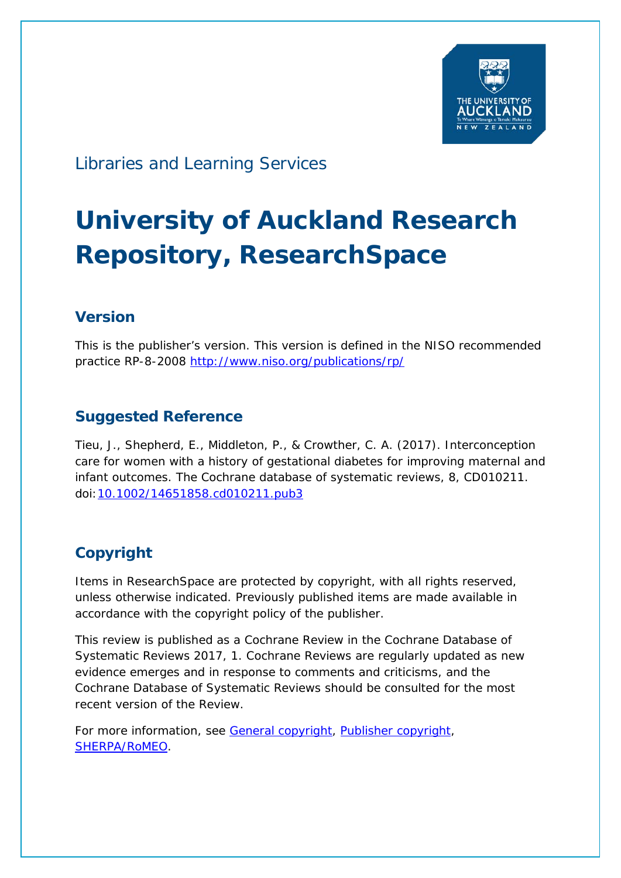Libraries and Learning Services

# University of Auckland Research Repository, ResearchSpace

## Version

This is the publisher's version. This version is defined in the NISO recommended practice RP-8-2008 http://www.niso.org/publications/rp/

## Suggested Reference

Tieu, J., Shepherd, E., Middleton, P., & Crowther, C. A. (2017). Interconception care for women with a history of gestational diabetes for improving maternal and infant outcomes. The Cochrane database of systematic reviews, 8, CD010211. doi:10.1002/14651858.cd010211.pub3

## Copyright

Items in ResearchSpace are protected by copyright, with all rights reserved, unless otherwise indicated. Previously published items are made available in accordance with the copyright policy of the publisher.

This review is published as a Cochrane Review in the Cochrane Database of Systematic Reviews 2017, 1. Cochrane Reviews are regularly updated as new evidence emerges and in response to comments and criticisms, and the Cochrane Database of Systematic Reviews should be consulted for the most recent version of the Review.

For more information, see General copyright, Publisher copyright, SHERPA/RoMEO.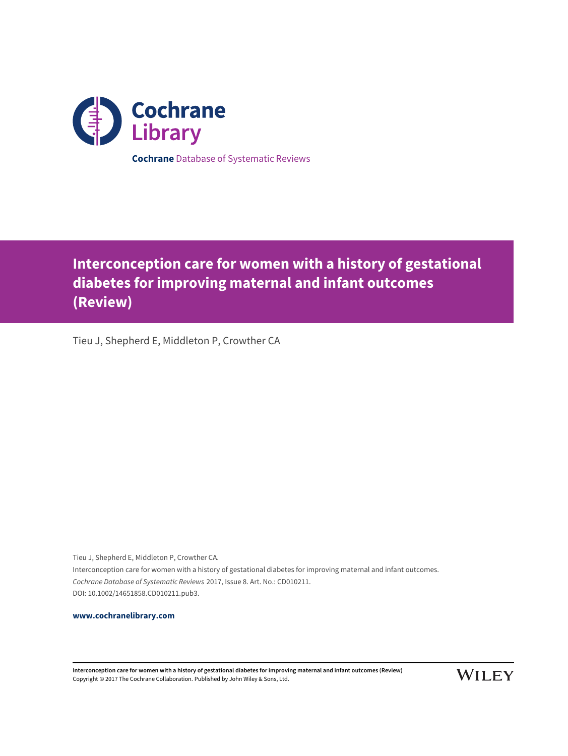Cochrane Library

**Cochrane** Database of Systematic Reviews

# Interconception care for women with a history of gestational diabetes for improving maternal and infant outcomes (Review)

Tieu J, Shepherd E, Middleton P, Crowther CA

Tieu J, Shepherd E, Middleton P, Crowther CA.
Interconception care for women with a history of gestational diabetes for improving maternal and infant outcomes.
*Cochrane Database of Systematic Reviews* 2017, Issue 8. Art. No.: CD010211.
DOI: 10.1002/14651858.CD010211.pub3.

**www.cochranelibrary.com**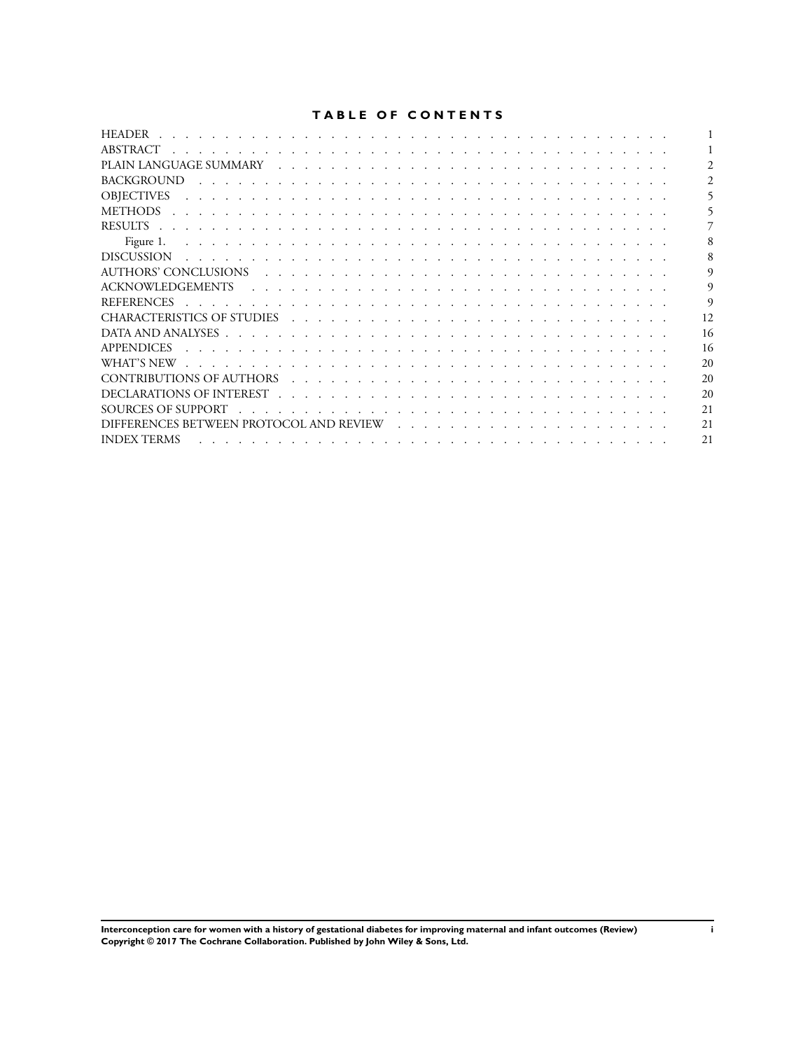# TABLE OF CONTENTS

| | |
|---|---|
| HEADER | 1 |
| ABSTRACT | 1 |
| PLAIN LANGUAGE SUMMARY | 2 |
| BACKGROUND | 2 |
| OBJECTIVES | 5 |
| METHODS | 5 |
| RESULTS | 7 |
| Figure 1. | 8 |
| DISCUSSION | 8 |
| AUTHORS' CONCLUSIONS | 9 |
| ACKNOWLEDGEMENTS | 9 |
| REFERENCES | 9 |
| CHARACTERISTICS OF STUDIES | 12 |
| DATA AND ANALYSES | 16 |
| APPENDICES | 16 |
| WHAT'S NEW | 20 |
| CONTRIBUTIONS OF AUTHORS | 20 |
| DECLARATIONS OF INTEREST | 20 |
| SOURCES OF SUPPORT | 21 |
| DIFFERENCES BETWEEN PROTOCOL AND REVIEW | 21 |
| INDEX TERMS | 21 |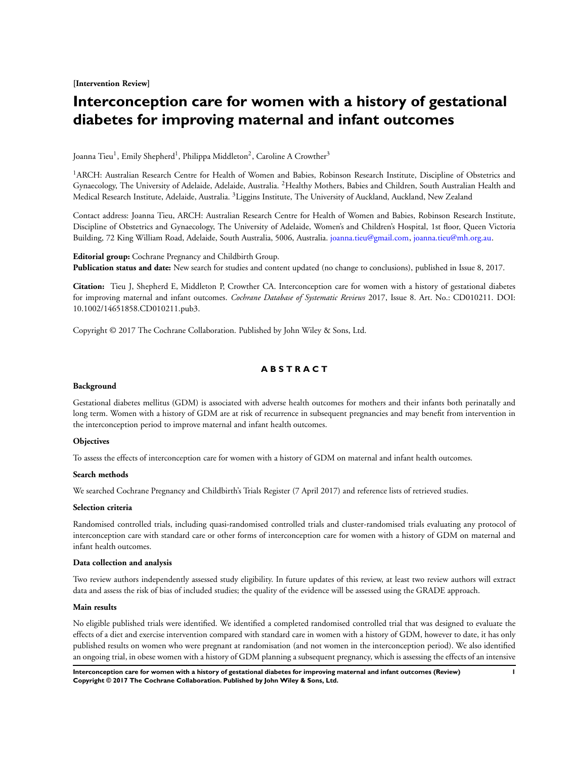**[Intervention Review]**

# Interconception care for women with a history of gestational diabetes for improving maternal and infant outcomes

Joanna Tieu[1], Emily Shepherd[1], Philippa Middleton[2], Caroline A Crowther[3]

[1]ARCH: Australian Research Centre for Health of Women and Babies, Robinson Research Institute, Discipline of Obstetrics and Gynaecology, The University of Adelaide, Adelaide, Australia. [2]Healthy Mothers, Babies and Children, South Australian Health and Medical Research Institute, Adelaide, Australia. [3]Liggins Institute, The University of Auckland, Auckland, New Zealand

Contact address: Joanna Tieu, ARCH: Australian Research Centre for Health of Women and Babies, Robinson Research Institute, Discipline of Obstetrics and Gynaecology, The University of Adelaide, Women's and Children's Hospital, 1st floor, Queen Victoria Building, 72 King William Road, Adelaide, South Australia, 5006, Australia. joanna.tieu@gmail.com, joanna.tieu@mh.org.au.

**Editorial group:** Cochrane Pregnancy and Childbirth Group.
**Publication status and date:** New search for studies and content updated (no change to conclusions), published in Issue 8, 2017.

**Citation:** Tieu J, Shepherd E, Middleton P, Crowther CA. Interconception care for women with a history of gestational diabetes for improving maternal and infant outcomes. *Cochrane Database of Systematic Reviews* 2017, Issue 8. Art. No.: CD010211. DOI: 10.1002/14651858.CD010211.pub3.

Copyright © 2017 The Cochrane Collaboration. Published by John Wiley & Sons, Ltd.

## ABSTRACT

### Background

Gestational diabetes mellitus (GDM) is associated with adverse health outcomes for mothers and their infants both perinatally and long term. Women with a history of GDM are at risk of recurrence in subsequent pregnancies and may benefit from intervention in the interconception period to improve maternal and infant health outcomes.

### Objectives

To assess the effects of interconception care for women with a history of GDM on maternal and infant health outcomes.

### Search methods

We searched Cochrane Pregnancy and Childbirth's Trials Register (7 April 2017) and reference lists of retrieved studies.

### Selection criteria

Randomised controlled trials, including quasi-randomised controlled trials and cluster-randomised trials evaluating any protocol of interconception care with standard care or other forms of interconception care for women with a history of GDM on maternal and infant health outcomes.

### Data collection and analysis

Two review authors independently assessed study eligibility. In future updates of this review, at least two review authors will extract data and assess the risk of bias of included studies; the quality of the evidence will be assessed using the GRADE approach.

### Main results

No eligible published trials were identified. We identified a completed randomised controlled trial that was designed to evaluate the effects of a diet and exercise intervention compared with standard care in women with a history of GDM, however to date, it has only published results on women who were pregnant at randomisation (and not women in the interconception period). We also identified an ongoing trial, in obese women with a history of GDM planning a subsequent pregnancy, which is assessing the effects of an intensive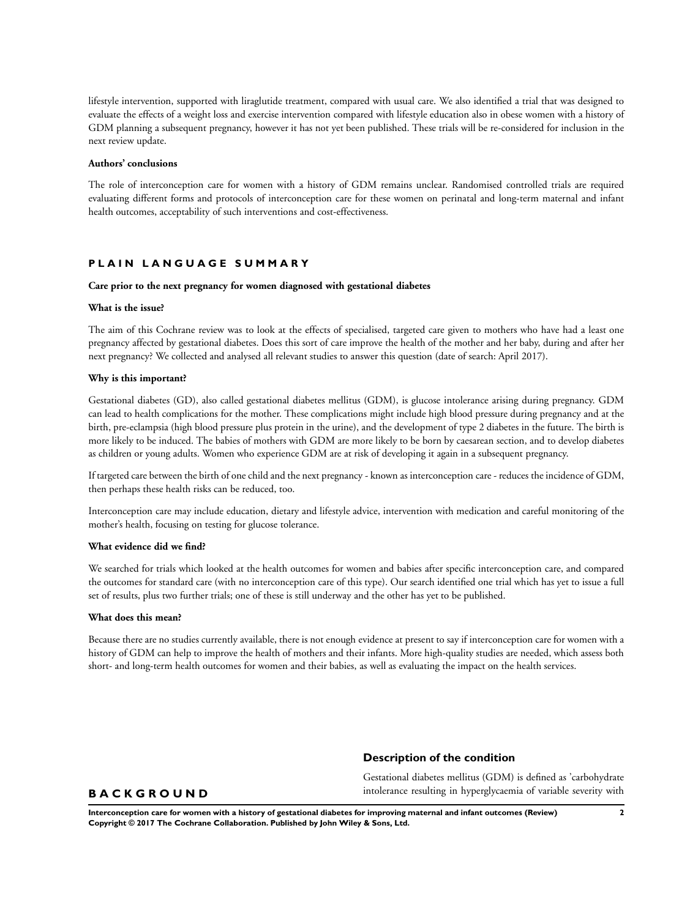lifestyle intervention, supported with liraglutide treatment, compared with usual care. We also identified a trial that was designed to evaluate the effects of a weight loss and exercise intervention compared with lifestyle education also in obese women with a history of GDM planning a subsequent pregnancy, however it has not yet been published. These trials will be re-considered for inclusion in the next review update.

**Authors' conclusions**

The role of interconception care for women with a history of GDM remains unclear. Randomised controlled trials are required evaluating different forms and protocols of interconception care for these women on perinatal and long-term maternal and infant health outcomes, acceptability of such interventions and cost-effectiveness.

## PLAIN LANGUAGE SUMMARY

**Care prior to the next pregnancy for women diagnosed with gestational diabetes**

**What is the issue?**

The aim of this Cochrane review was to look at the effects of specialised, targeted care given to mothers who have had a least one pregnancy affected by gestational diabetes. Does this sort of care improve the health of the mother and her baby, during and after her next pregnancy? We collected and analysed all relevant studies to answer this question (date of search: April 2017).

**Why is this important?**

Gestational diabetes (GD), also called gestational diabetes mellitus (GDM), is glucose intolerance arising during pregnancy. GDM can lead to health complications for the mother. These complications might include high blood pressure during pregnancy and at the birth, pre-eclampsia (high blood pressure plus protein in the urine), and the development of type 2 diabetes in the future. The birth is more likely to be induced. The babies of mothers with GDM are more likely to be born by caesarean section, and to develop diabetes as children or young adults. Women who experience GDM are at risk of developing it again in a subsequent pregnancy.

If targeted care between the birth of one child and the next pregnancy - known as interconception care - reduces the incidence of GDM, then perhaps these health risks can be reduced, too.

Interconception care may include education, dietary and lifestyle advice, intervention with medication and careful monitoring of the mother's health, focusing on testing for glucose tolerance.

**What evidence did we find?**

We searched for trials which looked at the health outcomes for women and babies after specific interconception care, and compared the outcomes for standard care (with no interconception care of this type). Our search identified one trial which has yet to issue a full set of results, plus two further trials; one of these is still underway and the other has yet to be published.

**What does this mean?**

Because there are no studies currently available, there is not enough evidence at present to say if interconception care for women with a history of GDM can help to improve the health of mothers and their infants. More high-quality studies are needed, which assess both short- and long-term health outcomes for women and their babies, as well as evaluating the impact on the health services.

## BACKGROUND

### Description of the condition

Gestational diabetes mellitus (GDM) is defined as 'carbohydrate intolerance resulting in hyperglycaemia of variable severity with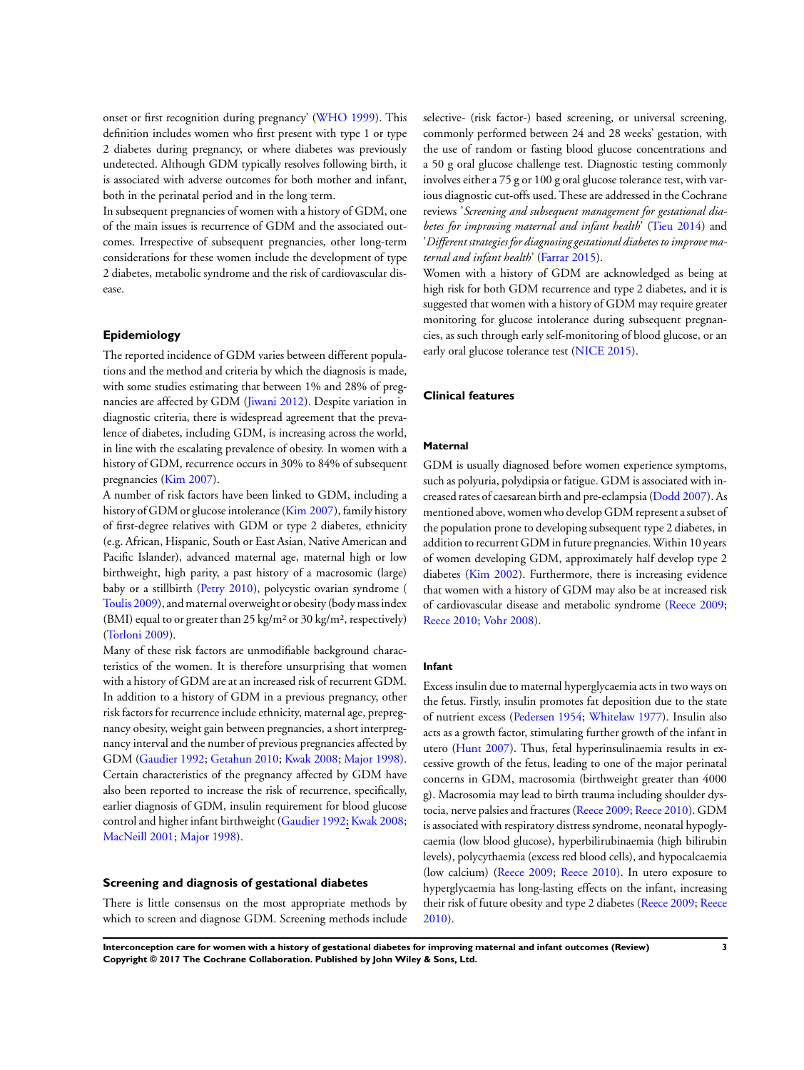onset or first recognition during pregnancy' (WHO 1999). This definition includes women who first present with type 1 or type 2 diabetes during pregnancy, or where diabetes was previously undetected. Although GDM typically resolves following birth, it is associated with adverse outcomes for both mother and infant, both in the perinatal period and in the long term.

In subsequent pregnancies of women with a history of GDM, one of the main issues is recurrence of GDM and the associated outcomes. Irrespective of subsequent pregnancies, other long-term considerations for these women include the development of type 2 diabetes, metabolic syndrome and the risk of cardiovascular disease.

### Epidemiology

The reported incidence of GDM varies between different populations and the method and criteria by which the diagnosis is made, with some studies estimating that between 1% and 28% of pregnancies are affected by GDM (Jiwani 2012). Despite variation in diagnostic criteria, there is widespread agreement that the prevalence of diabetes, including GDM, is increasing across the world, in line with the escalating prevalence of obesity. In women with a history of GDM, recurrence occurs in 30% to 84% of subsequent pregnancies (Kim 2007).

A number of risk factors have been linked to GDM, including a history of GDM or glucose intolerance (Kim 2007), family history of first-degree relatives with GDM or type 2 diabetes, ethnicity (e.g. African, Hispanic, South or East Asian, Native American and Pacific Islander), advanced maternal age, maternal high or low birthweight, high parity, a past history of a macrosomic (large) baby or a stillbirth (Petry 2010), polycystic ovarian syndrome (Toulis 2009), and maternal overweight or obesity (body mass index (BMI) equal to or greater than 25 kg/m² or 30 kg/m², respectively) (Torloni 2009).

Many of these risk factors are unmodifiable background characteristics of the women. It is therefore unsurprising that women with a history of GDM are at an increased risk of recurrent GDM. In addition to a history of GDM in a previous pregnancy, other risk factors for recurrence include ethnicity, maternal age, prepregnancy obesity, weight gain between pregnancies, a short interpregnancy interval and the number of previous pregnancies affected by GDM (Gaudier 1992; Getahun 2010; Kwak 2008; Major 1998). Certain characteristics of the pregnancy affected by GDM have also been reported to increase the risk of recurrence, specifically, earlier diagnosis of GDM, insulin requirement for blood glucose control and higher infant birthweight (Gaudier 1992; Kwak 2008; MacNeill 2001; Major 1998).

### Screening and diagnosis of gestational diabetes

There is little consensus on the most appropriate methods by which to screen and diagnose GDM. Screening methods include selective- (risk factor-) based screening, or universal screening, commonly performed between 24 and 28 weeks' gestation, with the use of random or fasting blood glucose concentrations and a 50 g oral glucose challenge test. Diagnostic testing commonly involves either a 75 g or 100 g oral glucose tolerance test, with various diagnostic cut-offs used. These are addressed in the Cochrane reviews '*Screening and subsequent management for gestational diabetes for improving maternal and infant health*' (Tieu 2014) and '*Different strategies for diagnosing gestational diabetes to improve maternal and infant health*' (Farrar 2015).

Women with a history of GDM are acknowledged as being at high risk for both GDM recurrence and type 2 diabetes, and it is suggested that women with a history of GDM may require greater monitoring for glucose intolerance during subsequent pregnancies, as such through early self-monitoring of blood glucose, or an early oral glucose tolerance test (NICE 2015).

### Clinical features

#### Maternal

GDM is usually diagnosed before women experience symptoms, such as polyuria, polydipsia or fatigue. GDM is associated with increased rates of caesarean birth and pre-eclampsia (Dodd 2007). As mentioned above, women who develop GDM represent a subset of the population prone to developing subsequent type 2 diabetes, in addition to recurrent GDM in future pregnancies. Within 10 years of women developing GDM, approximately half develop type 2 diabetes (Kim 2002). Furthermore, there is increasing evidence that women with a history of GDM may also be at increased risk of cardiovascular disease and metabolic syndrome (Reece 2009; Reece 2010; Vohr 2008).

#### Infant

Excess insulin due to maternal hyperglycaemia acts in two ways on the fetus. Firstly, insulin promotes fat deposition due to the state of nutrient excess (Pedersen 1954; Whitelaw 1977). Insulin also acts as a growth factor, stimulating further growth of the infant in utero (Hunt 2007). Thus, fetal hyperinsulinaemia results in excessive growth of the fetus, leading to one of the major perinatal concerns in GDM, macrosomia (birthweight greater than 4000 g). Macrosomia may lead to birth trauma including shoulder dystocia, nerve palsies and fractures (Reece 2009; Reece 2010). GDM is associated with respiratory distress syndrome, neonatal hypoglycaemia (low blood glucose), hyperbilirubinaemia (high bilirubin levels), polycythaemia (excess red blood cells), and hypocalcaemia (low calcium) (Reece 2009; Reece 2010). In utero exposure to hyperglycaemia has long-lasting effects on the infant, increasing their risk of future obesity and type 2 diabetes (Reece 2009; Reece 2010).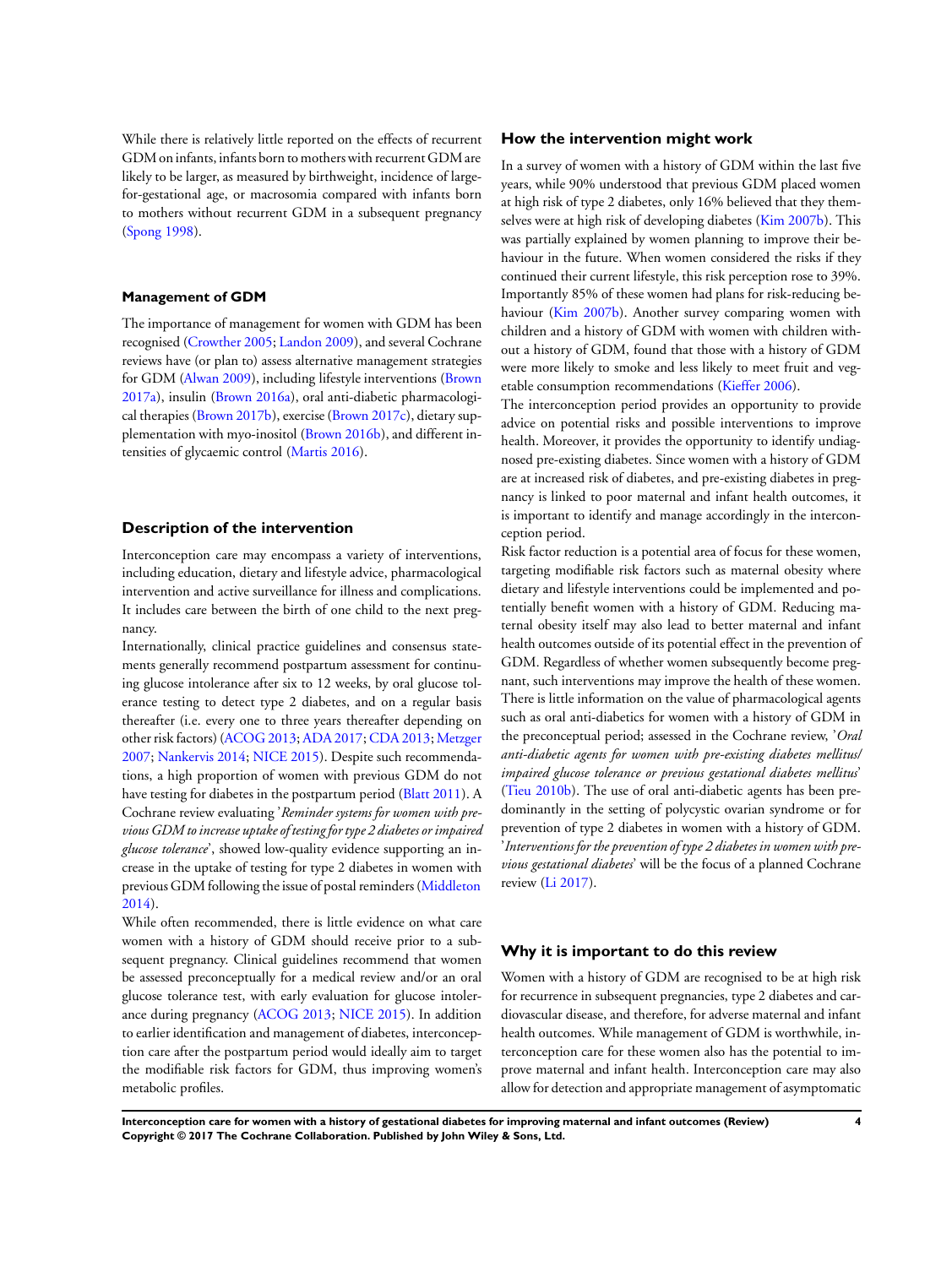While there is relatively little reported on the effects of recurrent GDM on infants, infants born to mothers with recurrent GDM are likely to be larger, as measured by birthweight, incidence of large-for-gestational age, or macrosomia compared with infants born to mothers without recurrent GDM in a subsequent pregnancy (Spong 1998).

#### Management of GDM

The importance of management for women with GDM has been recognised (Crowther 2005; Landon 2009), and several Cochrane reviews have (or plan to) assess alternative management strategies for GDM (Alwan 2009), including lifestyle interventions (Brown 2017a), insulin (Brown 2016a), oral anti-diabetic pharmacological therapies (Brown 2017b), exercise (Brown 2017c), dietary supplementation with myo-inositol (Brown 2016b), and different intensities of glycaemic control (Martis 2016).

### Description of the intervention

Interconception care may encompass a variety of interventions, including education, dietary and lifestyle advice, pharmacological intervention and active surveillance for illness and complications. It includes care between the birth of one child to the next pregnancy.

Internationally, clinical practice guidelines and consensus statements generally recommend postpartum assessment for continuing glucose intolerance after six to 12 weeks, by oral glucose tolerance testing to detect type 2 diabetes, and on a regular basis thereafter (i.e. every one to three years thereafter depending on other risk factors) (ACOG 2013; ADA 2017; CDA 2013; Metzger 2007; Nankervis 2014; NICE 2015). Despite such recommendations, a high proportion of women with previous GDM do not have testing for diabetes in the postpartum period (Blatt 2011). A Cochrane review evaluating '*Reminder systems for women with previous GDM to increase uptake of testing for type 2 diabetes or impaired glucose tolerance*', showed low-quality evidence supporting an increase in the uptake of testing for type 2 diabetes in women with previous GDM following the issue of postal reminders (Middleton 2014).

While often recommended, there is little evidence on what care women with a history of GDM should receive prior to a subsequent pregnancy. Clinical guidelines recommend that women be assessed preconceptually for a medical review and/or an oral glucose tolerance test, with early evaluation for glucose intolerance during pregnancy (ACOG 2013; NICE 2015). In addition to earlier identification and management of diabetes, interconception care after the postpartum period would ideally aim to target the modifiable risk factors for GDM, thus improving women's metabolic profiles.

### How the intervention might work

In a survey of women with a history of GDM within the last five years, while 90% understood that previous GDM placed women at high risk of type 2 diabetes, only 16% believed that they themselves were at high risk of developing diabetes (Kim 2007b). This was partially explained by women planning to improve their behaviour in the future. When women considered the risks if they continued their current lifestyle, this risk perception rose to 39%. Importantly 85% of these women had plans for risk-reducing behaviour (Kim 2007b). Another survey comparing women with children and a history of GDM with women with children without a history of GDM, found that those with a history of GDM were more likely to smoke and less likely to meet fruit and vegetable consumption recommendations (Kieffer 2006).

The interconception period provides an opportunity to provide advice on potential risks and possible interventions to improve health. Moreover, it provides the opportunity to identify undiagnosed pre-existing diabetes. Since women with a history of GDM are at increased risk of diabetes, and pre-existing diabetes in pregnancy is linked to poor maternal and infant health outcomes, it is important to identify and manage accordingly in the interconception period.

Risk factor reduction is a potential area of focus for these women, targeting modifiable risk factors such as maternal obesity where dietary and lifestyle interventions could be implemented and potentially benefit women with a history of GDM. Reducing maternal obesity itself may also lead to better maternal and infant health outcomes outside of its potential effect in the prevention of GDM. Regardless of whether women subsequently become pregnant, such interventions may improve the health of these women. There is little information on the value of pharmacological agents such as oral anti-diabetics for women with a history of GDM in the preconceptual period; assessed in the Cochrane review, '*Oral anti-diabetic agents for women with pre-existing diabetes mellitus/impaired glucose tolerance or previous gestational diabetes mellitus*' (Tieu 2010b). The use of oral anti-diabetic agents has been predominantly in the setting of polycystic ovarian syndrome or for prevention of type 2 diabetes in women with a history of GDM. '*Interventions for the prevention of type 2 diabetes in women with previous gestational diabetes*' will be the focus of a planned Cochrane review (Li 2017).

### Why it is important to do this review

Women with a history of GDM are recognised to be at high risk for recurrence in subsequent pregnancies, type 2 diabetes and cardiovascular disease, and therefore, for adverse maternal and infant health outcomes. While management of GDM is worthwhile, interconception care for these women also has the potential to improve maternal and infant health. Interconception care may also allow for detection and appropriate management of asymptomatic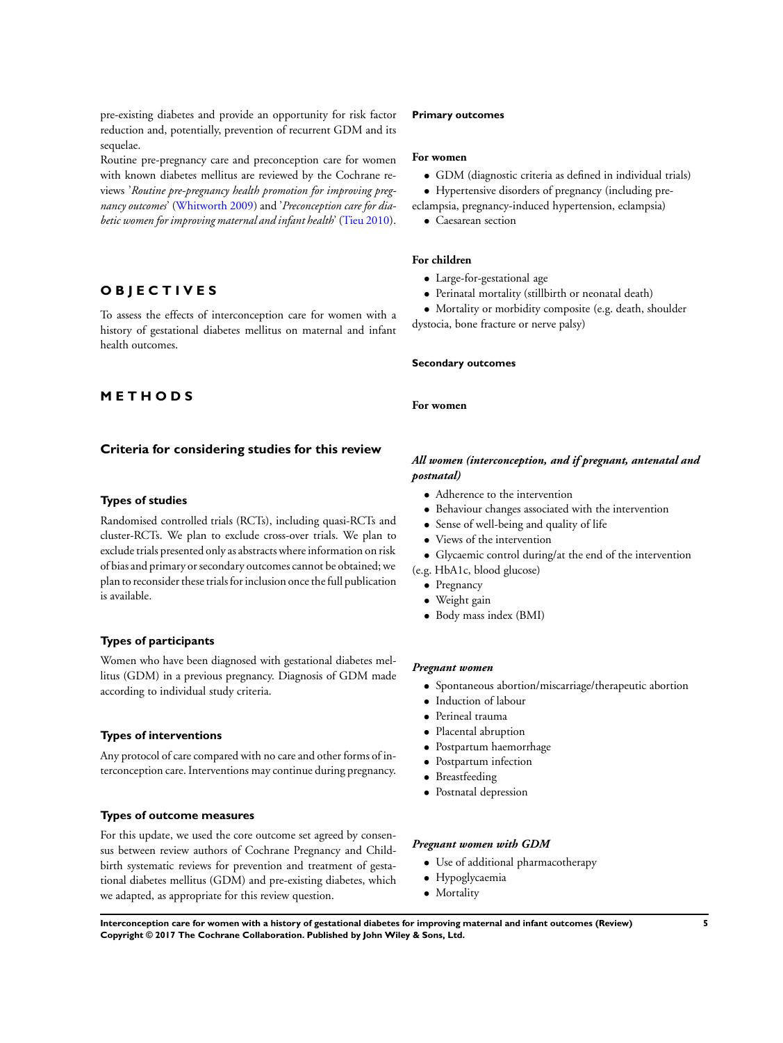pre-existing diabetes and provide an opportunity for risk factor reduction and, potentially, prevention of recurrent GDM and its sequelae.

Routine pre-pregnancy care and preconception care for women with known diabetes mellitus are reviewed by the Cochrane reviews '*Routine pre-pregnancy health promotion for improving pregnancy outcomes*' (Whitworth 2009) and '*Preconception care for diabetic women for improving maternal and infant health*' (Tieu 2010).

# OBJECTIVES

To assess the effects of interconception care for women with a history of gestational diabetes mellitus on maternal and infant health outcomes.

# METHODS

## Criteria for considering studies for this review

### Types of studies

Randomised controlled trials (RCTs), including quasi-RCTs and cluster-RCTs. We plan to exclude cross-over trials. We plan to exclude trials presented only as abstracts where information on risk of bias and primary or secondary outcomes cannot be obtained; we plan to reconsider these trials for inclusion once the full publication is available.

### Types of participants

Women who have been diagnosed with gestational diabetes mellitus (GDM) in a previous pregnancy. Diagnosis of GDM made according to individual study criteria.

### Types of interventions

Any protocol of care compared with no care and other forms of interconception care. Interventions may continue during pregnancy.

### Types of outcome measures

For this update, we used the core outcome set agreed by consensus between review authors of Cochrane Pregnancy and Childbirth systematic reviews for prevention and treatment of gestational diabetes mellitus (GDM) and pre-existing diabetes, which we adapted, as appropriate for this review question.

#### Primary outcomes

**For women**

- GDM (diagnostic criteria as defined in individual trials)
- Hypertensive disorders of pregnancy (including pre-eclampsia, pregnancy-induced hypertension, eclampsia)
- Caesarean section

**For children**

- Large-for-gestational age
- Perinatal mortality (stillbirth or neonatal death)
- Mortality or morbidity composite (e.g. death, shoulder dystocia, bone fracture or nerve palsy)

#### Secondary outcomes

**For women**

***All women (interconception, and if pregnant, antenatal and postnatal)***

- Adherence to the intervention
- Behaviour changes associated with the intervention
- Sense of well-being and quality of life
- Views of the intervention
- Glycaemic control during/at the end of the intervention (e.g. HbA1c, blood glucose)
- Pregnancy
- Weight gain
- Body mass index (BMI)

***Pregnant women***

- Spontaneous abortion/miscarriage/therapeutic abortion
- Induction of labour
- Perineal trauma
- Placental abruption
- Postpartum haemorrhage
- Postpartum infection
- Breastfeeding
- Postnatal depression

***Pregnant women with GDM***

- Use of additional pharmacotherapy
- Hypoglycaemia
- Mortality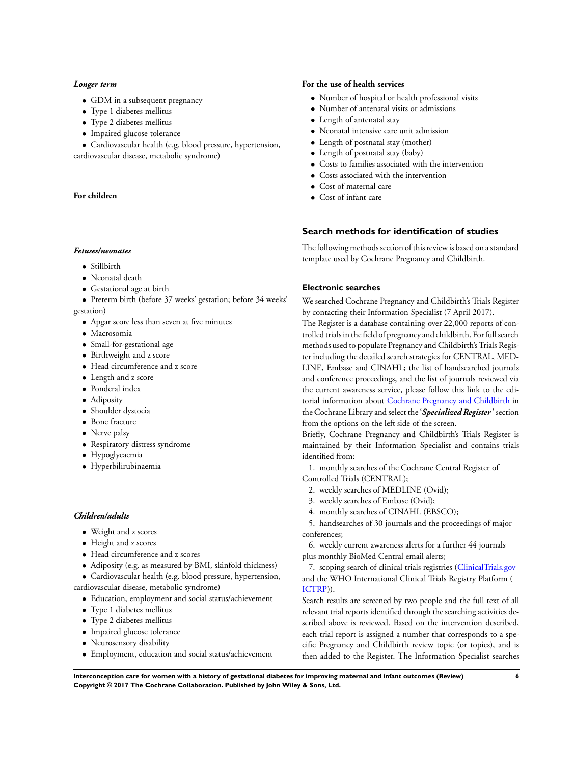#### *Longer term*

- GDM in a subsequent pregnancy
- Type 1 diabetes mellitus
- Type 2 diabetes mellitus
- Impaired glucose tolerance
- Cardiovascular health (e.g. blood pressure, hypertension, cardiovascular disease, metabolic syndrome)

#### For children

#### *Fetuses/neonates*

- Stillbirth
- Neonatal death
- Gestational age at birth
- Preterm birth (before 37 weeks' gestation; before 34 weeks' gestation)
- Apgar score less than seven at five minutes
- Macrosomia
- Small-for-gestational age
- Birthweight and z score
- Head circumference and z score
- Length and z score
- Ponderal index
- Adiposity
- Shoulder dystocia
- Bone fracture
- Nerve palsy
- Respiratory distress syndrome
- Hypoglycaemia
- Hyperbilirubinaemia

#### *Children/adults*

- Weight and z scores
- Height and z scores
- Head circumference and z scores
- Adiposity (e.g. as measured by BMI, skinfold thickness)
- Cardiovascular health (e.g. blood pressure, hypertension, cardiovascular disease, metabolic syndrome)
- Education, employment and social status/achievement
- Type 1 diabetes mellitus
- Type 2 diabetes mellitus
- Impaired glucose tolerance
- Neurosensory disability
- Employment, education and social status/achievement

#### For the use of health services

- Number of hospital or health professional visits
- Number of antenatal visits or admissions
- Length of antenatal stay
- Neonatal intensive care unit admission
- Length of postnatal stay (mother)
- Length of postnatal stay (baby)
- Costs to families associated with the intervention
- Costs associated with the intervention
- Cost of maternal care
- Cost of infant care

## Search methods for identification of studies

The following methods section of this review is based on a standard template used by Cochrane Pregnancy and Childbirth.

### Electronic searches

We searched Cochrane Pregnancy and Childbirth's Trials Register by contacting their Information Specialist (7 April 2017).

The Register is a database containing over 22,000 reports of controlled trials in the field of pregnancy and childbirth. For full search methods used to populate Pregnancy and Childbirth's Trials Register including the detailed search strategies for CENTRAL, MEDLINE, Embase and CINAHL; the list of handsearched journals and conference proceedings, and the list of journals reviewed via the current awareness service, please follow this link to the editorial information about Cochrane Pregnancy and Childbirth in the Cochrane Library and select the '***Specialized Register***' section from the options on the left side of the screen.

Briefly, Cochrane Pregnancy and Childbirth's Trials Register is maintained by their Information Specialist and contains trials identified from:

1. monthly searches of the Cochrane Central Register of Controlled Trials (CENTRAL);
2. weekly searches of MEDLINE (Ovid);
3. weekly searches of Embase (Ovid);
4. monthly searches of CINAHL (EBSCO);
5. handsearches of 30 journals and the proceedings of major conferences;
6. weekly current awareness alerts for a further 44 journals plus monthly BioMed Central email alerts;
7. scoping search of clinical trials registries (ClinicalTrials.gov and the WHO International Clinical Trials Registry Platform (ICTRP)).

Search results are screened by two people and the full text of all relevant trial reports identified through the searching activities described above is reviewed. Based on the intervention described, each trial report is assigned a number that corresponds to a specific Pregnancy and Childbirth review topic (or topics), and is then added to the Register. The Information Specialist searches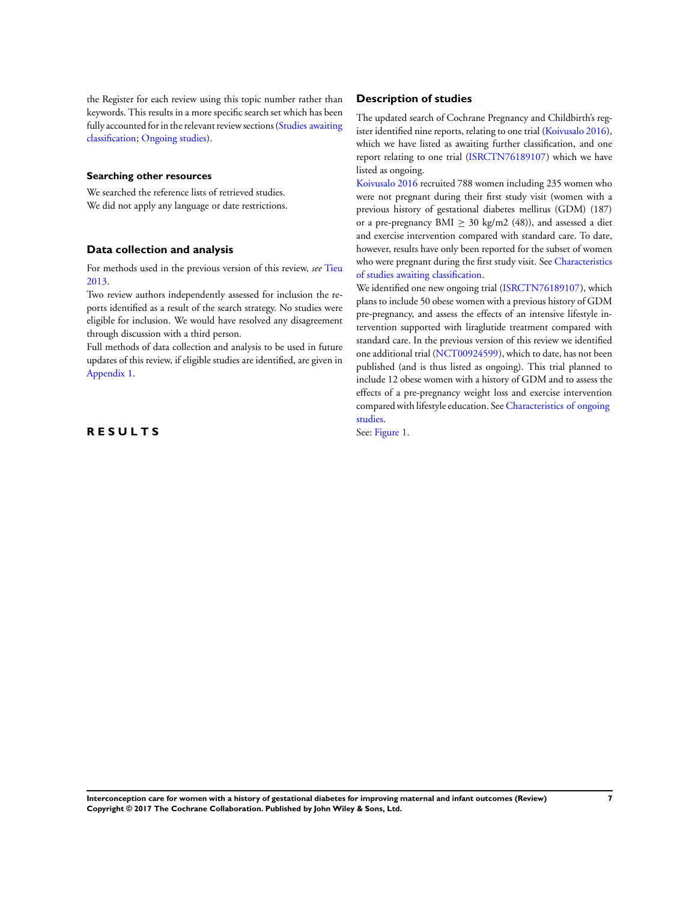the Register for each review using this topic number rather than keywords. This results in a more specific search set which has been fully accounted for in the relevant review sections (Studies awaiting classification; Ongoing studies).

### Searching other resources

We searched the reference lists of retrieved studies.
We did not apply any language or date restrictions.

## Data collection and analysis

For methods used in the previous version of this review, *see* Tieu 2013.

Two review authors independently assessed for inclusion the reports identified as a result of the search strategy. No studies were eligible for inclusion. We would have resolved any disagreement through discussion with a third person.

Full methods of data collection and analysis to be used in future updates of this review, if eligible studies are identified, are given in Appendix 1.

# RESULTS

## Description of studies

The updated search of Cochrane Pregnancy and Childbirth's register identified nine reports, relating to one trial (Koivusalo 2016), which we have listed as awaiting further classification, and one report relating to one trial (ISRCTN76189107) which we have listed as ongoing.

Koivusalo 2016 recruited 788 women including 235 women who were not pregnant during their first study visit (women with a previous history of gestational diabetes mellitus (GDM) (187) or a pre-pregnancy BMI $\geq$ 30 kg/m2 (48)), and assessed a diet and exercise intervention compared with standard care. To date, however, results have only been reported for the subset of women who were pregnant during the first study visit. See Characteristics of studies awaiting classification.

We identified one new ongoing trial (ISRCTN76189107), which plans to include 50 obese women with a previous history of GDM pre-pregnancy, and assess the effects of an intensive lifestyle intervention supported with liraglutide treatment compared with standard care. In the previous version of this review we identified one additional trial (NCT00924599), which to date, has not been published (and is thus listed as ongoing). This trial planned to include 12 obese women with a history of GDM and to assess the effects of a pre-pregnancy weight loss and exercise intervention compared with lifestyle education. See Characteristics of ongoing studies.

See: Figure 1.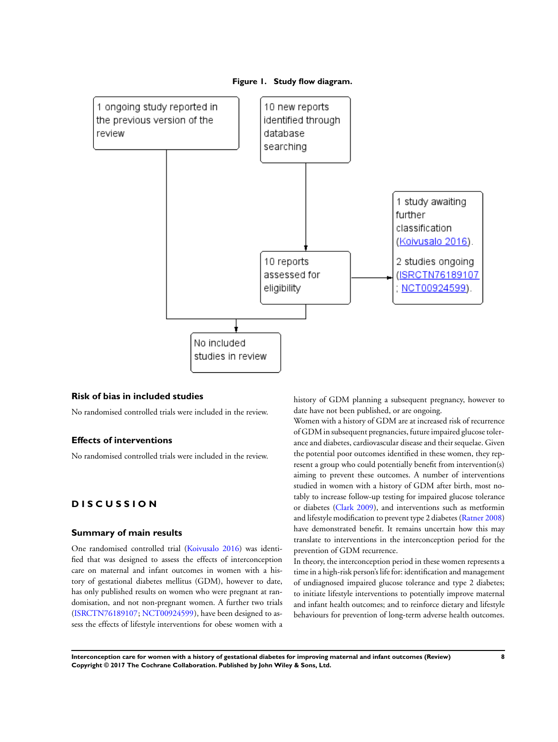**Figure 1. Study flow diagram.**

1 ongoing study reported in the previous version of the review

10 new reports identified through database searching

10 reports assessed for eligibility

1 study awaiting further classification (Koivusalo 2016).

2 studies ongoing (ISRCTN76189107; NCT00924599).

No included studies in review

### Risk of bias in included studies

No randomised controlled trials were included in the review.

### Effects of interventions

No randomised controlled trials were included in the review.

## DISCUSSION

### Summary of main results

One randomised controlled trial (Koivusalo 2016) was identified that was designed to assess the effects of interconception care on maternal and infant outcomes in women with a history of gestational diabetes mellitus (GDM), however to date, has only published results on women who were pregnant at randomisation, and not non-pregnant women. A further two trials (ISRCTN76189107; NCT00924599), have been designed to assess the effects of lifestyle interventions for obese women with a history of GDM planning a subsequent pregnancy, however to date have not been published, or are ongoing.

Women with a history of GDM are at increased risk of recurrence of GDM in subsequent pregnancies, future impaired glucose tolerance and diabetes, cardiovascular disease and their sequelae. Given the potential poor outcomes identified in these women, they represent a group who could potentially benefit from intervention(s) aiming to prevent these outcomes. A number of interventions studied in women with a history of GDM after birth, most notably to increase follow-up testing for impaired glucose tolerance or diabetes (Clark 2009), and interventions such as metformin and lifestyle modification to prevent type 2 diabetes (Ratner 2008) have demonstrated benefit. It remains uncertain how this may translate to interventions in the interconception period for the prevention of GDM recurrence.

In theory, the interconception period in these women represents a time in a high-risk person's life for: identification and management of undiagnosed impaired glucose tolerance and type 2 diabetes; to initiate lifestyle interventions to potentially improve maternal and infant health outcomes; and to reinforce dietary and lifestyle behaviours for prevention of long-term adverse health outcomes.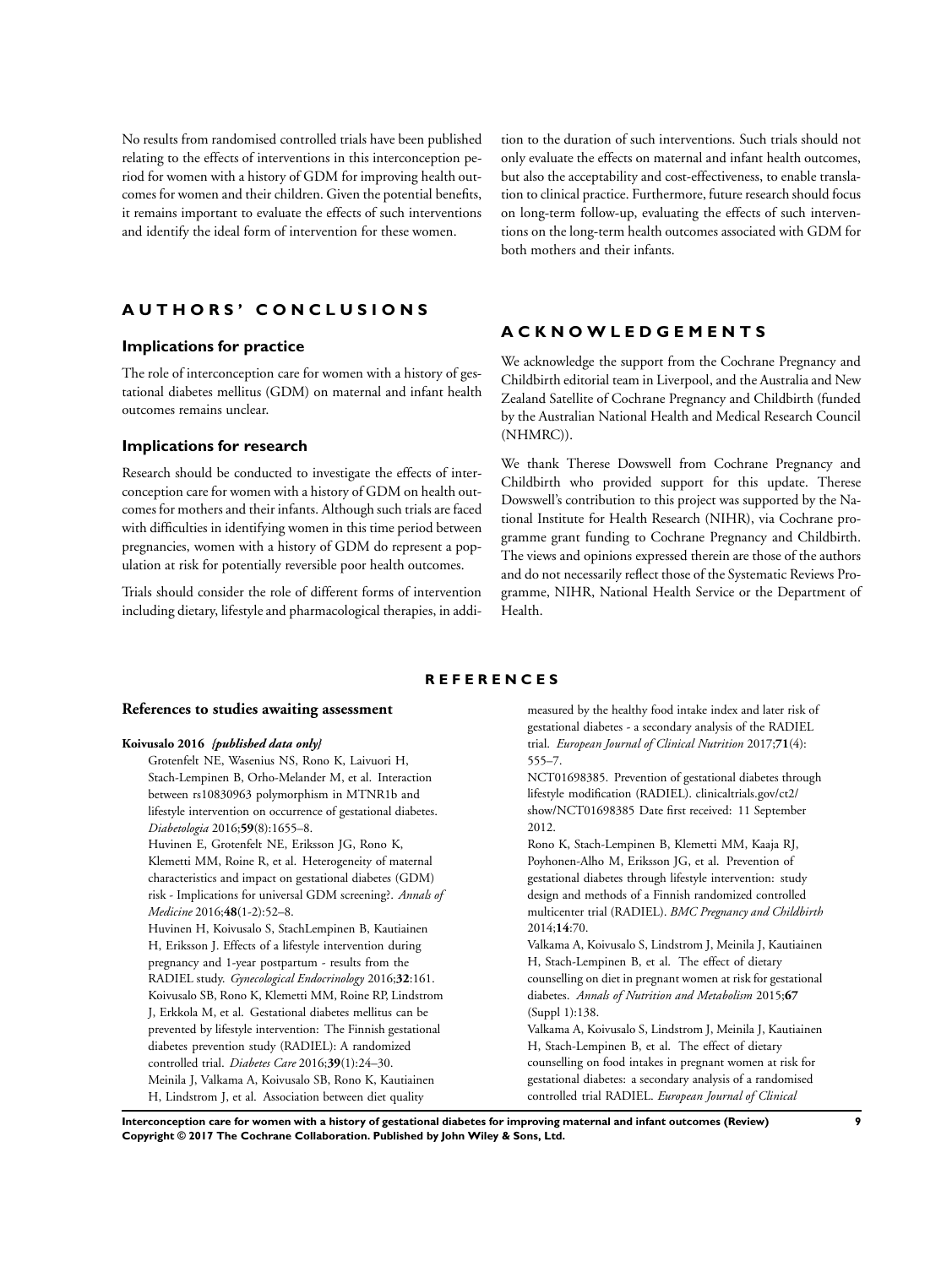No results from randomised controlled trials have been published relating to the effects of interventions in this interconception period for women with a history of GDM for improving health outcomes for women and their children. Given the potential benefits, it remains important to evaluate the effects of such interventions and identify the ideal form of intervention for these women.

# AUTHORS' CONCLUSIONS

## Implications for practice

The role of interconception care for women with a history of gestational diabetes mellitus (GDM) on maternal and infant health outcomes remains unclear.

## Implications for research

Research should be conducted to investigate the effects of interconception care for women with a history of GDM on health outcomes for mothers and their infants. Although such trials are faced with difficulties in identifying women in this time period between pregnancies, women with a history of GDM do represent a population at risk for potentially reversible poor health outcomes.

Trials should consider the role of different forms of intervention including dietary, lifestyle and pharmacological therapies, in addition to the duration of such interventions. Such trials should not only evaluate the effects on maternal and infant health outcomes, but also the acceptability and cost-effectiveness, to enable translation to clinical practice. Furthermore, future research should focus on long-term follow-up, evaluating the effects of such interventions on the long-term health outcomes associated with GDM for both mothers and their infants.

# ACKNOWLEDGEMENTS

We acknowledge the support from the Cochrane Pregnancy and Childbirth editorial team in Liverpool, and the Australia and New Zealand Satellite of Cochrane Pregnancy and Childbirth (funded by the Australian National Health and Medical Research Council (NHMRC)).

We thank Therese Dowswell from Cochrane Pregnancy and Childbirth who provided support for this update. Therese Dowswell's contribution to this project was supported by the National Institute for Health Research (NIHR), via Cochrane programme grant funding to Cochrane Pregnancy and Childbirth. The views and opinions expressed therein are those of the authors and do not necessarily reflect those of the Systematic Reviews Programme, NIHR, National Health Service or the Department of Health.

# REFERENCES

## References to studies awaiting assessment

**Koivusalo 2016** *{published data only}*

Grotenfelt NE, Wasenius NS, Rono K, Laivuori H, Stach-Lempinen B, Orho-Melander M, et al. Interaction between rs10830963 polymorphism in MTNR1b and lifestyle intervention on occurrence of gestational diabetes. *Diabetologia* 2016;**59**(8):1655–8.

Huvinen E, Grotenfelt NE, Eriksson JG, Rono K, Klemetti MM, Roine R, et al. Heterogeneity of maternal characteristics and impact on gestational diabetes (GDM) risk - Implications for universal GDM screening?. *Annals of Medicine* 2016;**48**(1-2):52–8.

Huvinen H, Koivusalo S, StachLempinen B, Kautiainen H, Eriksson J. Effects of a lifestyle intervention during pregnancy and 1-year postpartum - results from the RADIEL study. *Gynecological Endocrinology* 2016;**32**:161.

Koivusalo SB, Rono K, Klemetti MM, Roine RP, Lindstrom J, Erkkola M, et al. Gestational diabetes mellitus can be prevented by lifestyle intervention: The Finnish gestational diabetes prevention study (RADIEL): A randomized controlled trial. *Diabetes Care* 2016;**39**(1):24–30.

Meinila J, Valkama A, Koivusalo SB, Rono K, Kautiainen H, Lindstrom J, et al. Association between diet quality measured by the healthy food intake index and later risk of gestational diabetes - a secondary analysis of the RADIEL trial. *European Journal of Clinical Nutrition* 2017;**71**(4): 555–7.

NCT01698385. Prevention of gestational diabetes through lifestyle modification (RADIEL). clinicaltrials.gov/ct2/show/NCT01698385 Date first received: 11 September 2012.

Rono K, Stach-Lempinen B, Klemetti MM, Kaaja RJ, Poyhonen-Alho M, Eriksson JG, et al. Prevention of gestational diabetes through lifestyle intervention: study design and methods of a Finnish randomized controlled multicenter trial (RADIEL). *BMC Pregnancy and Childbirth* 2014;**14**:70.

Valkama A, Koivusalo S, Lindstrom J, Meinila J, Kautiainen H, Stach-Lempinen B, et al. The effect of dietary counselling on diet in pregnant women at risk for gestational diabetes. *Annals of Nutrition and Metabolism* 2015;**67** (Suppl 1):138.

Valkama A, Koivusalo S, Lindstrom J, Meinila J, Kautiainen H, Stach-Lempinen B, et al. The effect of dietary counselling on food intakes in pregnant women at risk for gestational diabetes: a secondary analysis of a randomised controlled trial RADIEL. *European Journal of Clinical*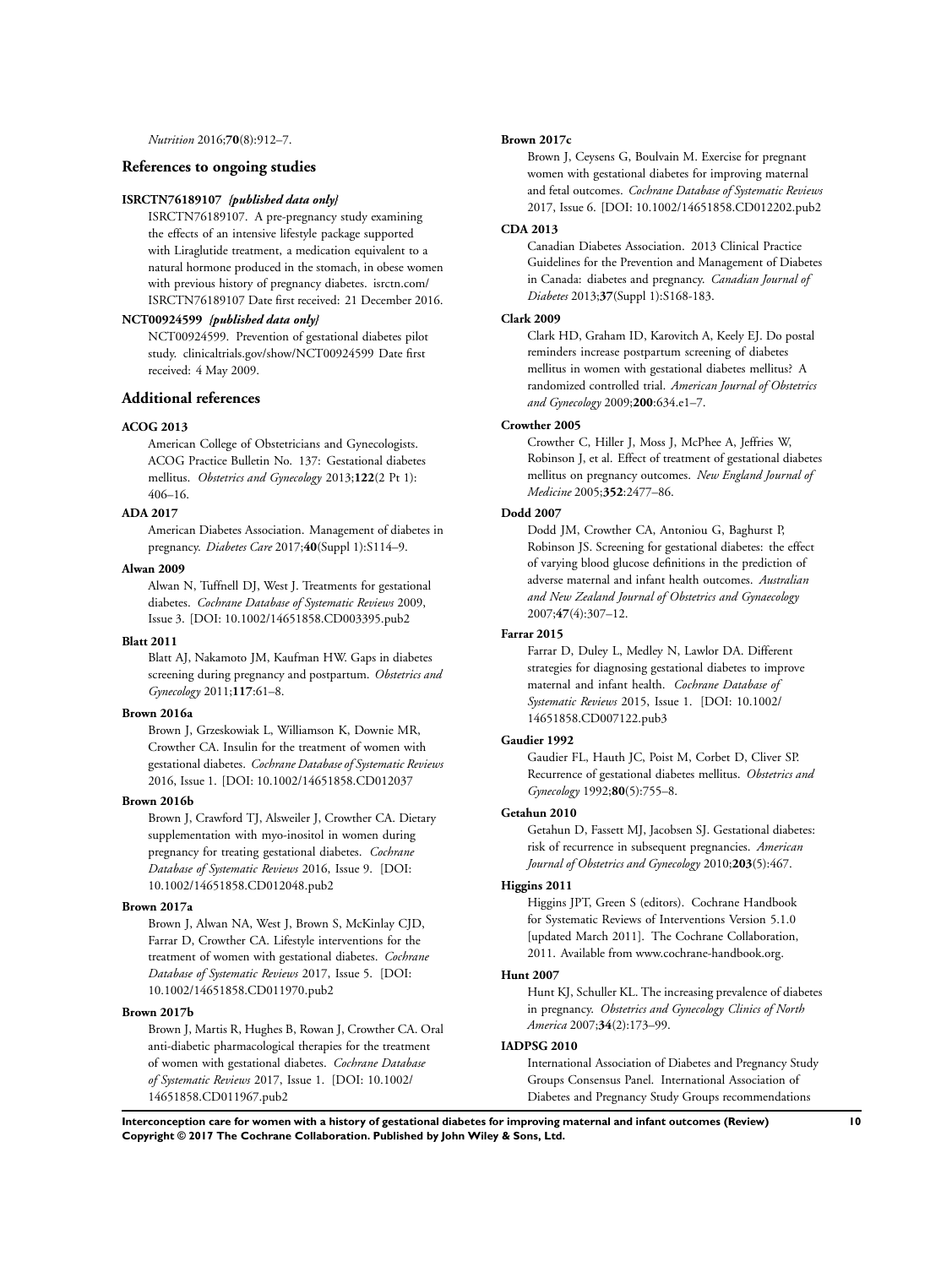*Nutrition* 2016;**70**(8):912–7.

## References to ongoing studies

**ISRCTN76189107** *{published data only}*

ISRCTN76189107. A pre-pregnancy study examining the effects of an intensive lifestyle package supported with Liraglutide treatment, a medication equivalent to a natural hormone produced in the stomach, in obese women with previous history of pregnancy diabetes. isrctn.com/ISRCTN76189107 Date first received: 21 December 2016.

**NCT00924599** *{published data only}*

NCT00924599. Prevention of gestational diabetes pilot study. clinicaltrials.gov/show/NCT00924599 Date first received: 4 May 2009.

## Additional references

**ACOG 2013**

American College of Obstetricians and Gynecologists. ACOG Practice Bulletin No. 137: Gestational diabetes mellitus. *Obstetrics and Gynecology* 2013;**122**(2 Pt 1): 406–16.

**ADA 2017**

American Diabetes Association. Management of diabetes in pregnancy. *Diabetes Care* 2017;**40**(Suppl 1):S114–9.

**Alwan 2009**

Alwan N, Tuffnell DJ, West J. Treatments for gestational diabetes. *Cochrane Database of Systematic Reviews* 2009, Issue 3. [DOI: 10.1002/14651858.CD003395.pub2]

**Blatt 2011**

Blatt AJ, Nakamoto JM, Kaufman HW. Gaps in diabetes screening during pregnancy and postpartum. *Obstetrics and Gynecology* 2011;**117**:61–8.

**Brown 2016a**

Brown J, Grzeskowiak L, Williamson K, Downie MR, Crowther CA. Insulin for the treatment of women with gestational diabetes. *Cochrane Database of Systematic Reviews* 2016, Issue 1. [DOI: 10.1002/14651858.CD012037]

**Brown 2016b**

Brown J, Crawford TJ, Alsweiler J, Crowther CA. Dietary supplementation with myo-inositol in women during pregnancy for treating gestational diabetes. *Cochrane Database of Systematic Reviews* 2016, Issue 9. [DOI: 10.1002/14651858.CD012048.pub2]

**Brown 2017a**

Brown J, Alwan NA, West J, Brown S, McKinlay CJD, Farrar D, Crowther CA. Lifestyle interventions for the treatment of women with gestational diabetes. *Cochrane Database of Systematic Reviews* 2017, Issue 5. [DOI: 10.1002/14651858.CD011970.pub2]

**Brown 2017b**

Brown J, Martis R, Hughes B, Rowan J, Crowther CA. Oral anti-diabetic pharmacological therapies for the treatment of women with gestational diabetes. *Cochrane Database of Systematic Reviews* 2017, Issue 1. [DOI: 10.1002/14651858.CD011967.pub2]

**Brown 2017c**

Brown J, Ceysens G, Boulvain M. Exercise for pregnant women with gestational diabetes for improving maternal and fetal outcomes. *Cochrane Database of Systematic Reviews* 2017, Issue 6. [DOI: 10.1002/14651858.CD012202.pub2]

**CDA 2013**

Canadian Diabetes Association. 2013 Clinical Practice Guidelines for the Prevention and Management of Diabetes in Canada: diabetes and pregnancy. *Canadian Journal of Diabetes* 2013;**37**(Suppl 1):S168-183.

**Clark 2009**

Clark HD, Graham ID, Karovitch A, Keely EJ. Do postal reminders increase postpartum screening of diabetes mellitus in women with gestational diabetes mellitus? A randomized controlled trial. *American Journal of Obstetrics and Gynecology* 2009;**200**:634.e1–7.

**Crowther 2005**

Crowther C, Hiller J, Moss J, McPhee A, Jeffries W, Robinson J, et al. Effect of treatment of gestational diabetes mellitus on pregnancy outcomes. *New England Journal of Medicine* 2005;**352**:2477–86.

**Dodd 2007**

Dodd JM, Crowther CA, Antoniou G, Baghurst P, Robinson JS. Screening for gestational diabetes: the effect of varying blood glucose definitions in the prediction of adverse maternal and infant health outcomes. *Australian and New Zealand Journal of Obstetrics and Gynaecology* 2007;**47**(4):307–12.

**Farrar 2015**

Farrar D, Duley L, Medley N, Lawlor DA. Different strategies for diagnosing gestational diabetes to improve maternal and infant health. *Cochrane Database of Systematic Reviews* 2015, Issue 1. [DOI: 10.1002/14651858.CD007122.pub3]

**Gaudier 1992**

Gaudier FL, Hauth JC, Poist M, Corbet D, Cliver SP. Recurrence of gestational diabetes mellitus. *Obstetrics and Gynecology* 1992;**80**(5):755–8.

**Getahun 2010**

Getahun D, Fassett MJ, Jacobsen SJ. Gestational diabetes: risk of recurrence in subsequent pregnancies. *American Journal of Obstetrics and Gynecology* 2010;**203**(5):467.

**Higgins 2011**

Higgins JPT, Green S (editors). Cochrane Handbook for Systematic Reviews of Interventions Version 5.1.0 [updated March 2011]. The Cochrane Collaboration, 2011. Available from www.cochrane-handbook.org.

**Hunt 2007**

Hunt KJ, Schuller KL. The increasing prevalence of diabetes in pregnancy. *Obstetrics and Gynecology Clinics of North America* 2007;**34**(2):173–99.

**IADPSG 2010**

International Association of Diabetes and Pregnancy Study Groups Consensus Panel. International Association of Diabetes and Pregnancy Study Groups recommendations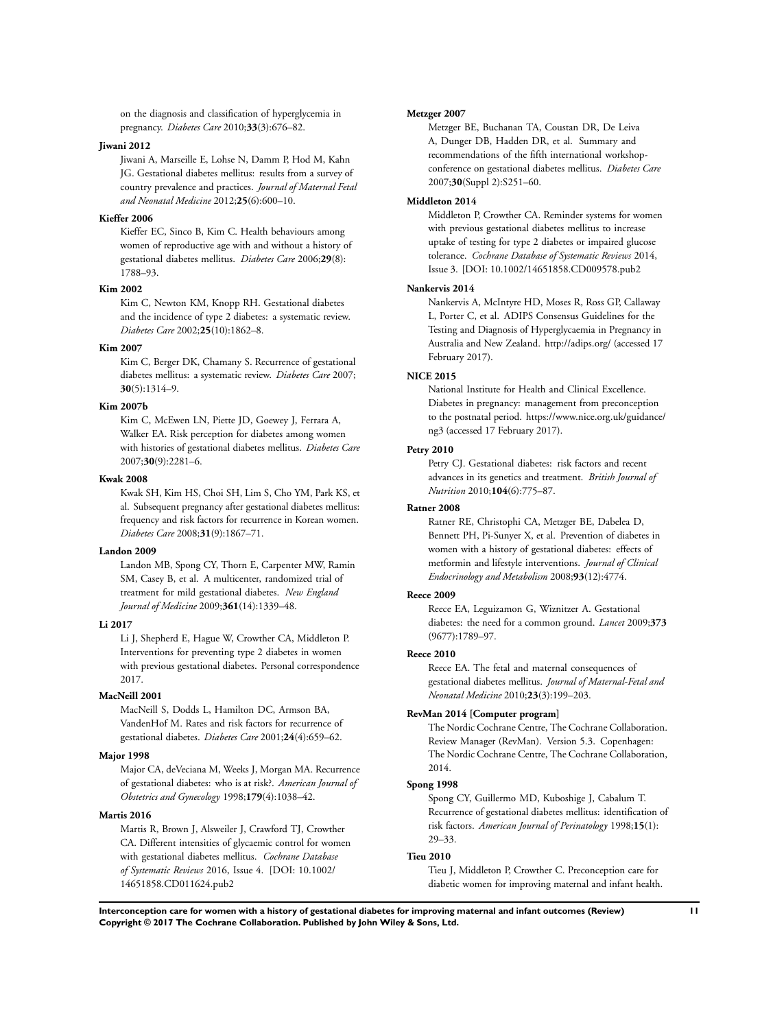on the diagnosis and classification of hyperglycemia in pregnancy. *Diabetes Care* 2010;**33**(3):676–82.

**Jiwani 2012**

Jiwani A, Marseille E, Lohse N, Damm P, Hod M, Kahn JG. Gestational diabetes mellitus: results from a survey of country prevalence and practices. *Journal of Maternal Fetal and Neonatal Medicine* 2012;**25**(6):600–10.

**Kieffer 2006**

Kieffer EC, Sinco B, Kim C. Health behaviours among women of reproductive age with and without a history of gestational diabetes mellitus. *Diabetes Care* 2006;**29**(8): 1788–93.

**Kim 2002**

Kim C, Newton KM, Knopp RH. Gestational diabetes and the incidence of type 2 diabetes: a systematic review. *Diabetes Care* 2002;**25**(10):1862–8.

**Kim 2007**

Kim C, Berger DK, Chamany S. Recurrence of gestational diabetes mellitus: a systematic review. *Diabetes Care* 2007; **30**(5):1314–9.

**Kim 2007b**

Kim C, McEwen LN, Piette JD, Goewey J, Ferrara A, Walker EA. Risk perception for diabetes among women with histories of gestational diabetes mellitus. *Diabetes Care* 2007;**30**(9):2281–6.

**Kwak 2008**

Kwak SH, Kim HS, Choi SH, Lim S, Cho YM, Park KS, et al. Subsequent pregnancy after gestational diabetes mellitus: frequency and risk factors for recurrence in Korean women. *Diabetes Care* 2008;**31**(9):1867–71.

**Landon 2009**

Landon MB, Spong CY, Thorn E, Carpenter MW, Ramin SM, Casey B, et al. A multicenter, randomized trial of treatment for mild gestational diabetes. *New England Journal of Medicine* 2009;**361**(14):1339–48.

**Li 2017**

Li J, Shepherd E, Hague W, Crowther CA, Middleton P. Interventions for preventing type 2 diabetes in women with previous gestational diabetes. Personal correspondence 2017.

**MacNeill 2001**

MacNeill S, Dodds L, Hamilton DC, Armson BA, VandenHof M. Rates and risk factors for recurrence of gestational diabetes. *Diabetes Care* 2001;**24**(4):659–62.

**Major 1998**

Major CA, deVeciana M, Weeks J, Morgan MA. Recurrence of gestational diabetes: who is at risk?. *American Journal of Obstetrics and Gynecology* 1998;**179**(4):1038–42.

**Martis 2016**

Martis R, Brown J, Alsweiler J, Crawford TJ, Crowther CA. Different intensities of glycaemic control for women with gestational diabetes mellitus. *Cochrane Database of Systematic Reviews* 2016, Issue 4. [DOI: 10.1002/ 14651858.CD011624.pub2

**Metzger 2007**

Metzger BE, Buchanan TA, Coustan DR, De Leiva A, Dunger DB, Hadden DR, et al. Summary and recommendations of the fifth international workshop-conference on gestational diabetes mellitus. *Diabetes Care* 2007;**30**(Suppl 2):S251–60.

**Middleton 2014**

Middleton P, Crowther CA. Reminder systems for women with previous gestational diabetes mellitus to increase uptake of testing for type 2 diabetes or impaired glucose tolerance. *Cochrane Database of Systematic Reviews* 2014, Issue 3. [DOI: 10.1002/14651858.CD009578.pub2

**Nankervis 2014**

Nankervis A, McIntyre HD, Moses R, Ross GP, Callaway L, Porter C, et al. ADIPS Consensus Guidelines for the Testing and Diagnosis of Hyperglycaemia in Pregnancy in Australia and New Zealand. http://adips.org/ (accessed 17 February 2017).

**NICE 2015**

National Institute for Health and Clinical Excellence. Diabetes in pregnancy: management from preconception to the postnatal period. https://www.nice.org.uk/guidance/ng3 (accessed 17 February 2017).

**Petry 2010**

Petry CJ. Gestational diabetes: risk factors and recent advances in its genetics and treatment. *British Journal of Nutrition* 2010;**104**(6):775–87.

**Ratner 2008**

Ratner RE, Christophi CA, Metzger BE, Dabelea D, Bennett PH, Pi-Sunyer X, et al. Prevention of diabetes in women with a history of gestational diabetes: effects of metformin and lifestyle interventions. *Journal of Clinical Endocrinology and Metabolism* 2008;**93**(12):4774.

**Reece 2009**

Reece EA, Leguizamon G, Wiznitzer A. Gestational diabetes: the need for a common ground. *Lancet* 2009;**373** (9677):1789–97.

**Reece 2010**

Reece EA. The fetal and maternal consequences of gestational diabetes mellitus. *Journal of Maternal-Fetal and Neonatal Medicine* 2010;**23**(3):199–203.

**RevMan 2014 [Computer program]**

The Nordic Cochrane Centre, The Cochrane Collaboration. Review Manager (RevMan). Version 5.3. Copenhagen: The Nordic Cochrane Centre, The Cochrane Collaboration, 2014.

**Spong 1998**

Spong CY, Guillermo MD, Kuboshige J, Cabalum T. Recurrence of gestational diabetes mellitus: identification of risk factors. *American Journal of Perinatology* 1998;**15**(1): 29–33.

**Tieu 2010**

Tieu J, Middleton P, Crowther C. Preconception care for diabetic women for improving maternal and infant health.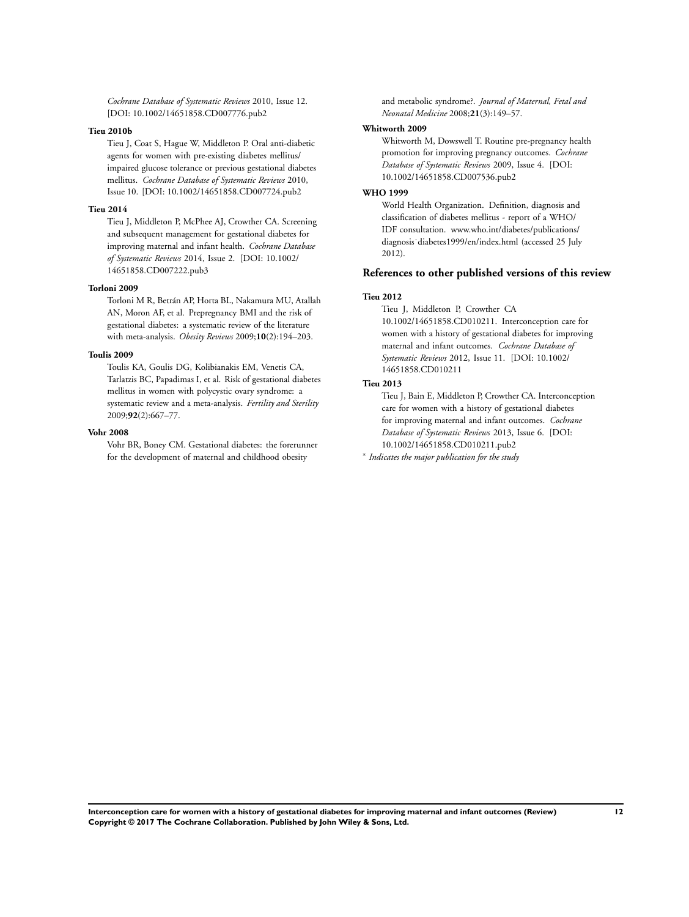*Cochrane Database of Systematic Reviews* 2010, Issue 12. [DOI: 10.1002/14651858.CD007776.pub2

**Tieu 2010b**

Tieu J, Coat S, Hague W, Middleton P. Oral anti-diabetic agents for women with pre-existing diabetes mellitus/impaired glucose tolerance or previous gestational diabetes mellitus. *Cochrane Database of Systematic Reviews* 2010, Issue 10. [DOI: 10.1002/14651858.CD007724.pub2

**Tieu 2014**

Tieu J, Middleton P, McPhee AJ, Crowther CA. Screening and subsequent management for gestational diabetes for improving maternal and infant health. *Cochrane Database of Systematic Reviews* 2014, Issue 2. [DOI: 10.1002/14651858.CD007222.pub3

**Torloni 2009**

Torloni M R, Betrán AP, Horta BL, Nakamura MU, Atallah AN, Moron AF, et al. Prepregnancy BMI and the risk of gestational diabetes: a systematic review of the literature with meta-analysis. *Obesity Reviews* 2009;**10**(2):194–203.

**Toulis 2009**

Toulis KA, Goulis DG, Kolibianakis EM, Venetis CA, Tarlatzis BC, Papadimas I, et al. Risk of gestational diabetes mellitus in women with polycystic ovary syndrome: a systematic review and a meta-analysis. *Fertility and Sterility* 2009;**92**(2):667–77.

**Vohr 2008**

Vohr BR, Boney CM. Gestational diabetes: the forerunner for the development of maternal and childhood obesity and metabolic syndrome?. *Journal of Maternal, Fetal and Neonatal Medicine* 2008;**21**(3):149–57.

**Whitworth 2009**

Whitworth M, Dowswell T. Routine pre-pregnancy health promotion for improving pregnancy outcomes. *Cochrane Database of Systematic Reviews* 2009, Issue 4. [DOI: 10.1002/14651858.CD007536.pub2

**WHO 1999**

World Health Organization. Definition, diagnosis and classification of diabetes mellitus - report of a WHO/IDF consultation. www.who.int/diabetes/publications/diagnosis˙diabetes1999/en/index.html (accessed 25 July 2012).

## References to other published versions of this review

**Tieu 2012**

Tieu J, Middleton P, Crowther CA 10.1002/14651858.CD010211. Interconception care for women with a history of gestational diabetes for improving maternal and infant outcomes. *Cochrane Database of Systematic Reviews* 2012, Issue 11. [DOI: 10.1002/14651858.CD010211

**Tieu 2013**

Tieu J, Bain E, Middleton P, Crowther CA. Interconception care for women with a history of gestational diabetes for improving maternal and infant outcomes. *Cochrane Database of Systematic Reviews* 2013, Issue 6. [DOI: 10.1002/14651858.CD010211.pub2

* *Indicates the major publication for the study*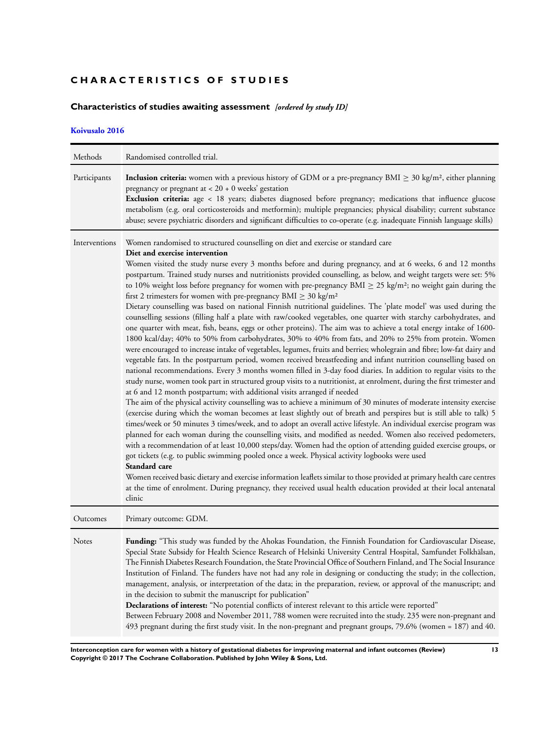# CHARACTERISTICS OF STUDIES

## Characteristics of studies awaiting assessment *[ordered by study ID]*

### Koivusalo 2016

| | |
|---|---|
| Methods | Randomised controlled trial. |
| Participants | **Inclusion criteria:** women with a previous history of GDM or a pre-pregnancy BMI ≥ 30 kg/m², either planning pregnancy or pregnant at < 20 + 0 weeks' gestation<br>**Exclusion criteria:** age < 18 years; diabetes diagnosed before pregnancy; medications that influence glucose metabolism (e.g. oral corticosteroids and metformin); multiple pregnancies; physical disability; current substance abuse; severe psychiatric disorders and significant difficulties to co-operate (e.g. inadequate Finnish language skills) |
| Interventions | Women randomised to structured counselling on diet and exercise or standard care<br>**Diet and exercise intervention**<br>Women visited the study nurse every 3 months before and during pregnancy, and at 6 weeks, 6 and 12 months postpartum. Trained study nurses and nutritionists provided counselling, as below, and weight targets were set: 5% to 10% weight loss before pregnancy for women with pre-pregnancy BMI ≥ 25 kg/m²; no weight gain during the first 2 trimesters for women with pre-pregnancy BMI ≥ 30 kg/m²<br>Dietary counselling was based on national Finnish nutritional guidelines. The 'plate model' was used during the counselling sessions (filling half a plate with raw/cooked vegetables, one quarter with starchy carbohydrates, and one quarter with meat, fish, beans, eggs or other proteins). The aim was to achieve a total energy intake of 1600-1800 kcal/day; 40% to 50% from carbohydrates, 30% to 40% from fats, and 20% to 25% from protein. Women were encouraged to increase intake of vegetables, legumes, fruits and berries; wholegrain and fibre; low-fat dairy and vegetable fats. In the postpartum period, women received breastfeeding and infant nutrition counselling based on national recommendations. Every 3 months women filled in 3-day food diaries. In addition to regular visits to the study nurse, women took part in structured group visits to a nutritionist, at enrolment, during the first trimester and at 6 and 12 month postpartum; with additional visits arranged if needed<br>The aim of the physical activity counselling was to achieve a minimum of 30 minutes of moderate intensity exercise (exercise during which the woman becomes at least slightly out of breath and perspires but is still able to talk) 5 times/week or 50 minutes 3 times/week, and to adopt an overall active lifestyle. An individual exercise program was planned for each woman during the counselling visits, and modified as needed. Women also received pedometers, with a recommendation of at least 10,000 steps/day. Women had the option of attending guided exercise groups, or got tickets (e.g. to public swimming pooled once a week. Physical activity logbooks were used<br>**Standard care**<br>Women received basic dietary and exercise information leaflets similar to those provided at primary health care centres at the time of enrolment. During pregnancy, they received usual health education provided at their local antenatal clinic |
| Outcomes | Primary outcome: GDM. |
| Notes | **Funding:** "This study was funded by the Ahokas Foundation, the Finnish Foundation for Cardiovascular Disease, Special State Subsidy for Health Science Research of Helsinki University Central Hospital, Samfundet Folkhälsan, The Finnish Diabetes Research Foundation, the State Provincial Office of Southern Finland, and The Social Insurance Institution of Finland. The funders have not had any role in designing or conducting the study; in the collection, management, analysis, or interpretation of the data; in the preparation, review, or approval of the manuscript; and in the decision to submit the manuscript for publication"<br>**Declarations of interest:** "No potential conflicts of interest relevant to this article were reported"<br>Between February 2008 and November 2011, 788 women were recruited into the study. 235 were non-pregnant and 493 pregnant during the first study visit. In the non-pregnant and pregnant groups, 79.6% (women = 187) and 40. |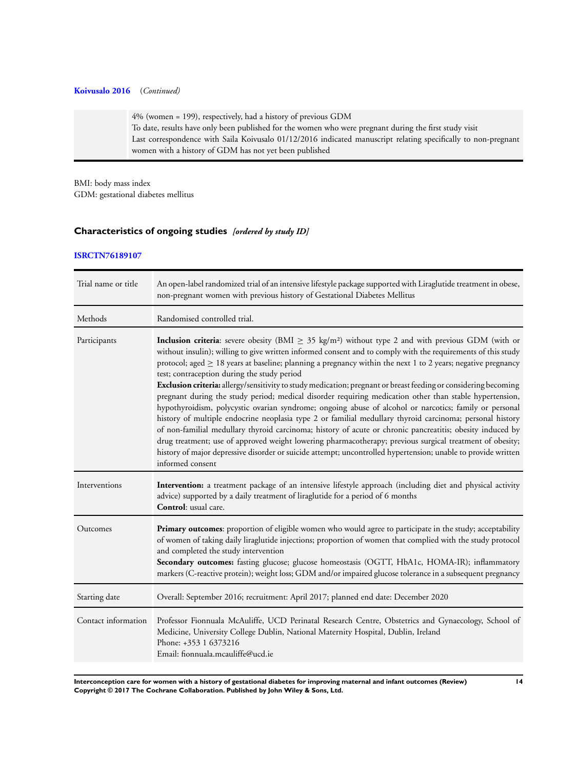**Koivusalo 2016** (*Continued*)

| | |
|---|---|
| | 4% (women = 199), respectively, had a history of previous GDM<br>To date, results have only been published for the women who were pregnant during the first study visit<br>Last correspondence with Saila Koivusalo 01/12/2016 indicated manuscript relating specifically to non-pregnant women with a history of GDM has not yet been published |

BMI: body mass index
GDM: gestational diabetes mellitus

## Characteristics of ongoing studies *[ordered by study ID]*

### ISRCTN76189107

| | |
|---|---|
| Trial name or title | An open-label randomized trial of an intensive lifestyle package supported with Liraglutide treatment in obese, non-pregnant women with previous history of Gestational Diabetes Mellitus |
| Methods | Randomised controlled trial. |
| Participants | **Inclusion criteria**: severe obesity (BMI ≥ 35 kg/m²) without type 2 and with previous GDM (with or without insulin); willing to give written informed consent and to comply with the requirements of this study protocol; aged ≥ 18 years at baseline; planning a pregnancy within the next 1 to 2 years; negative pregnancy test; contraception during the study period<br>**Exclusion criteria:** allergy/sensitivity to study medication; pregnant or breast feeding or considering becoming pregnant during the study period; medical disorder requiring medication other than stable hypertension, hypothyroidism, polycystic ovarian syndrome; ongoing abuse of alcohol or narcotics; family or personal history of multiple endocrine neoplasia type 2 or familial medullary thyroid carcinoma; personal history of non-familial medullary thyroid carcinoma; history of acute or chronic pancreatitis; obesity induced by drug treatment; use of approved weight lowering pharmacotherapy; previous surgical treatment of obesity; history of major depressive disorder or suicide attempt; uncontrolled hypertension; unable to provide written informed consent |
| Interventions | **Intervention:** a treatment package of an intensive lifestyle approach (including diet and physical activity advice) supported by a daily treatment of liraglutide for a period of 6 months<br>**Control**: usual care. |
| Outcomes | **Primary outcomes**: proportion of eligible women who would agree to participate in the study; acceptability of women of taking daily liraglutide injections; proportion of women that complied with the study protocol and completed the study intervention<br>**Secondary outcomes:** fasting glucose; glucose homeostasis (OGTT, HbA1c, HOMA-IR); inflammatory markers (C-reactive protein); weight loss; GDM and/or impaired glucose tolerance in a subsequent pregnancy |
| Starting date | Overall: September 2016; recruitment: April 2017; planned end date: December 2020 |
| Contact information | Professor Fionnuala McAuliffe, UCD Perinatal Research Centre, Obstetrics and Gynaecology, School of Medicine, University College Dublin, National Maternity Hospital, Dublin, Ireland<br>Phone: +353 1 6373216<br>Email: fionnuala.mcauliffe@ucd.ie |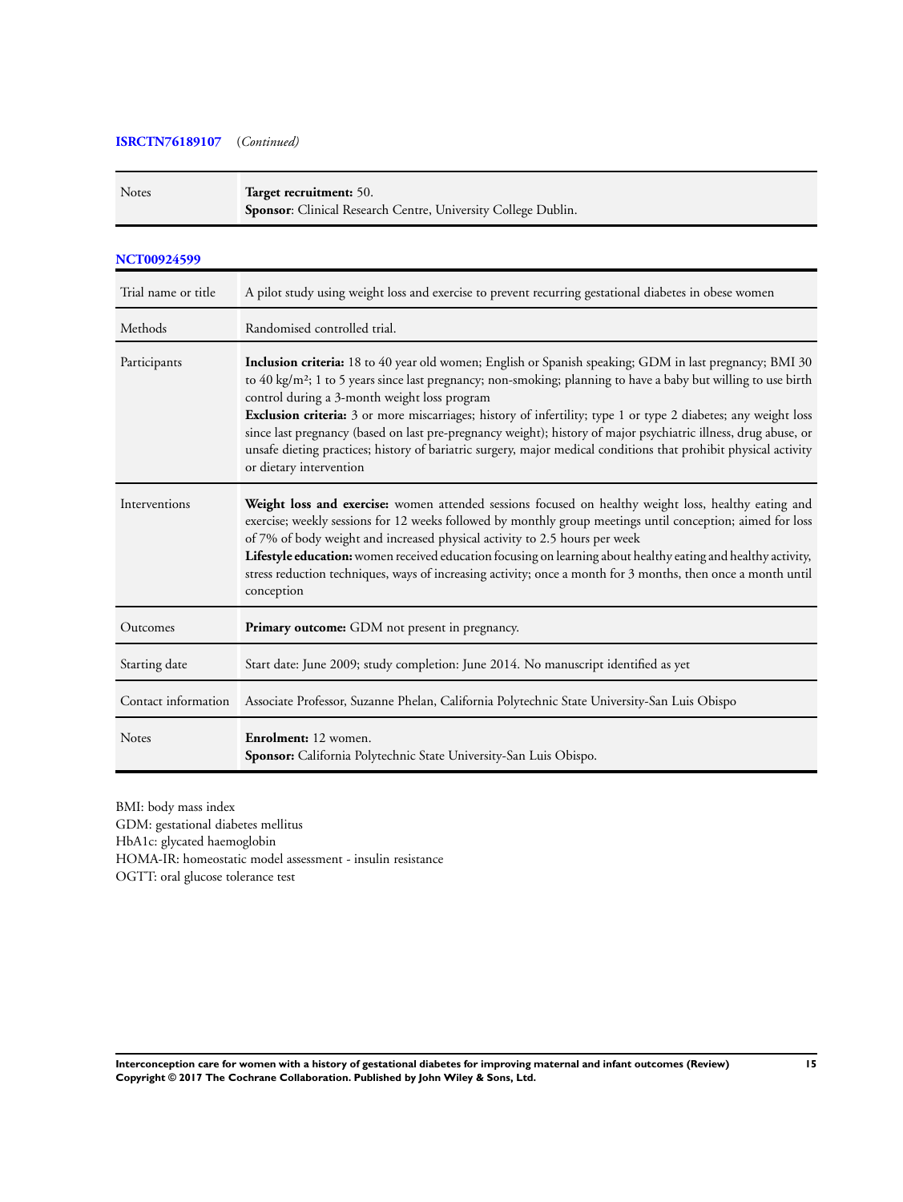**ISRCTN76189107** (*Continued*)

| | |
|---|---|
| Notes | **Target recruitment:** 50.<br>**Sponsor**: Clinical Research Centre, University College Dublin. |

**NCT00924599**

| | |
|---|---|
| Trial name or title | A pilot study using weight loss and exercise to prevent recurring gestational diabetes in obese women |
| Methods | Randomised controlled trial. |
| Participants | **Inclusion criteria:** 18 to 40 year old women; English or Spanish speaking; GDM in last pregnancy; BMI 30 to 40 kg/m²; 1 to 5 years since last pregnancy; non-smoking; planning to have a baby but willing to use birth control during a 3-month weight loss program<br>**Exclusion criteria:** 3 or more miscarriages; history of infertility; type 1 or type 2 diabetes; any weight loss since last pregnancy (based on last pre-pregnancy weight); history of major psychiatric illness, drug abuse, or unsafe dieting practices; history of bariatric surgery, major medical conditions that prohibit physical activity or dietary intervention |
| Interventions | **Weight loss and exercise:** women attended sessions focused on healthy weight loss, healthy eating and exercise; weekly sessions for 12 weeks followed by monthly group meetings until conception; aimed for loss of 7% of body weight and increased physical activity to 2.5 hours per week<br>**Lifestyle education:** women received education focusing on learning about healthy eating and healthy activity, stress reduction techniques, ways of increasing activity; once a month for 3 months, then once a month until conception |
| Outcomes | **Primary outcome:** GDM not present in pregnancy. |
| Starting date | Start date: June 2009; study completion: June 2014. No manuscript identified as yet |
| Contact information | Associate Professor, Suzanne Phelan, California Polytechnic State University-San Luis Obispo |
| Notes | **Enrolment:** 12 women.<br>**Sponsor:** California Polytechnic State University-San Luis Obispo. |

BMI: body mass index
GDM: gestational diabetes mellitus
HbA1c: glycated haemoglobin
HOMA-IR: homeostatic model assessment - insulin resistance
OGTT: oral glucose tolerance test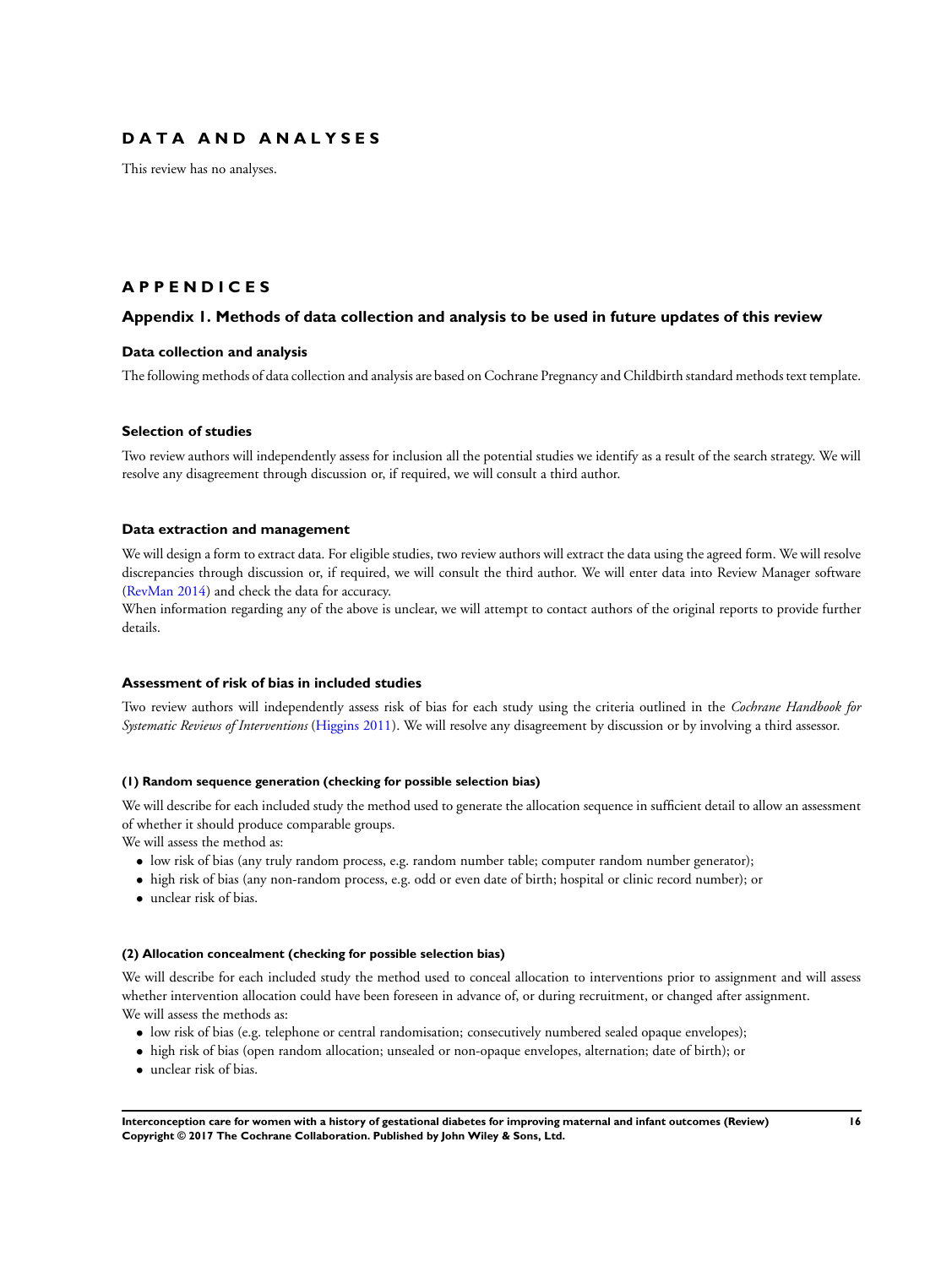# DATA AND ANALYSES

This review has no analyses.

# APPENDICES

## Appendix 1. Methods of data collection and analysis to be used in future updates of this review

### Data collection and analysis

The following methods of data collection and analysis are based on Cochrane Pregnancy and Childbirth standard methods text template.

### Selection of studies

Two review authors will independently assess for inclusion all the potential studies we identify as a result of the search strategy. We will resolve any disagreement through discussion or, if required, we will consult a third author.

### Data extraction and management

We will design a form to extract data. For eligible studies, two review authors will extract the data using the agreed form. We will resolve discrepancies through discussion or, if required, we will consult the third author. We will enter data into Review Manager software (RevMan 2014) and check the data for accuracy.

When information regarding any of the above is unclear, we will attempt to contact authors of the original reports to provide further details.

### Assessment of risk of bias in included studies

Two review authors will independently assess risk of bias for each study using the criteria outlined in the *Cochrane Handbook for Systematic Reviews of Interventions* (Higgins 2011). We will resolve any disagreement by discussion or by involving a third assessor.

#### (1) Random sequence generation (checking for possible selection bias)

We will describe for each included study the method used to generate the allocation sequence in sufficient detail to allow an assessment of whether it should produce comparable groups.

We will assess the method as:

- low risk of bias (any truly random process, e.g. random number table; computer random number generator);
- high risk of bias (any non-random process, e.g. odd or even date of birth; hospital or clinic record number); or
- unclear risk of bias.

#### (2) Allocation concealment (checking for possible selection bias)

We will describe for each included study the method used to conceal allocation to interventions prior to assignment and will assess whether intervention allocation could have been foreseen in advance of, or during recruitment, or changed after assignment.

We will assess the methods as:

- low risk of bias (e.g. telephone or central randomisation; consecutively numbered sealed opaque envelopes);
- high risk of bias (open random allocation; unsealed or non-opaque envelopes, alternation; date of birth); or
- unclear risk of bias.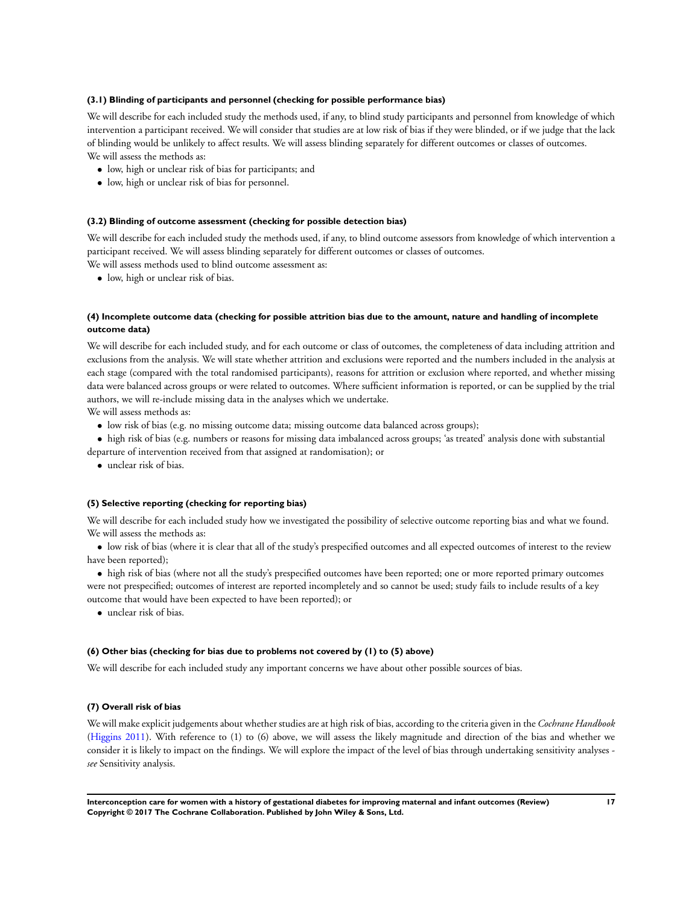#### (3.1) Blinding of participants and personnel (checking for possible performance bias)

We will describe for each included study the methods used, if any, to blind study participants and personnel from knowledge of which intervention a participant received. We will consider that studies are at low risk of bias if they were blinded, or if we judge that the lack of blinding would be unlikely to affect results. We will assess blinding separately for different outcomes or classes of outcomes.
We will assess the methods as:

- low, high or unclear risk of bias for participants; and
- low, high or unclear risk of bias for personnel.

#### (3.2) Blinding of outcome assessment (checking for possible detection bias)

We will describe for each included study the methods used, if any, to blind outcome assessors from knowledge of which intervention a participant received. We will assess blinding separately for different outcomes or classes of outcomes.
We will assess methods used to blind outcome assessment as:

- low, high or unclear risk of bias.

#### (4) Incomplete outcome data (checking for possible attrition bias due to the amount, nature and handling of incomplete outcome data)

We will describe for each included study, and for each outcome or class of outcomes, the completeness of data including attrition and exclusions from the analysis. We will state whether attrition and exclusions were reported and the numbers included in the analysis at each stage (compared with the total randomised participants), reasons for attrition or exclusion where reported, and whether missing data were balanced across groups or were related to outcomes. Where sufficient information is reported, or can be supplied by the trial authors, we will re-include missing data in the analyses which we undertake.
We will assess methods as:

- low risk of bias (e.g. no missing outcome data; missing outcome data balanced across groups);
- high risk of bias (e.g. numbers or reasons for missing data imbalanced across groups; 'as treated' analysis done with substantial departure of intervention received from that assigned at randomisation); or
- unclear risk of bias.

#### (5) Selective reporting (checking for reporting bias)

We will describe for each included study how we investigated the possibility of selective outcome reporting bias and what we found.
We will assess the methods as:

- low risk of bias (where it is clear that all of the study's prespecified outcomes and all expected outcomes of interest to the review have been reported);
- high risk of bias (where not all the study's prespecified outcomes have been reported; one or more reported primary outcomes were not prespecified; outcomes of interest are reported incompletely and so cannot be used; study fails to include results of a key outcome that would have been expected to have been reported); or
- unclear risk of bias.

#### (6) Other bias (checking for bias due to problems not covered by (1) to (5) above)

We will describe for each included study any important concerns we have about other possible sources of bias.

#### (7) Overall risk of bias

We will make explicit judgements about whether studies are at high risk of bias, according to the criteria given in the *Cochrane Handbook* (Higgins 2011). With reference to (1) to (6) above, we will assess the likely magnitude and direction of the bias and whether we consider it is likely to impact on the findings. We will explore the impact of the level of bias through undertaking sensitivity analyses - *see* Sensitivity analysis.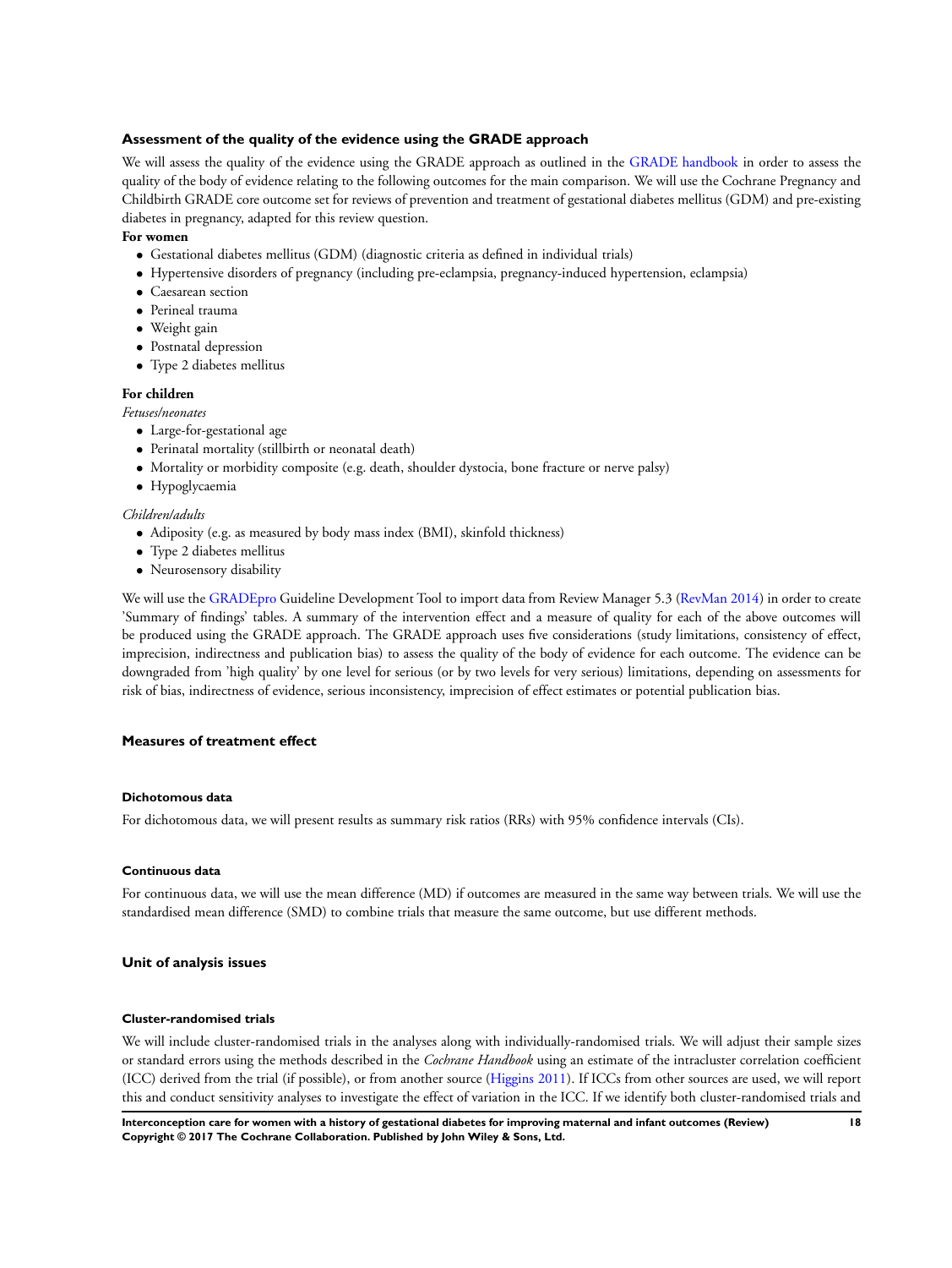### Assessment of the quality of the evidence using the GRADE approach

We will assess the quality of the evidence using the GRADE approach as outlined in the GRADE handbook in order to assess the quality of the body of evidence relating to the following outcomes for the main comparison. We will use the Cochrane Pregnancy and Childbirth GRADE core outcome set for reviews of prevention and treatment of gestational diabetes mellitus (GDM) and pre-existing diabetes in pregnancy, adapted for this review question.

**For women**

- Gestational diabetes mellitus (GDM) (diagnostic criteria as defined in individual trials)
- Hypertensive disorders of pregnancy (including pre-eclampsia, pregnancy-induced hypertension, eclampsia)
- Caesarean section
- Perineal trauma
- Weight gain
- Postnatal depression
- Type 2 diabetes mellitus

**For children**

*Fetuses/neonates*

- Large-for-gestational age
- Perinatal mortality (stillbirth or neonatal death)
- Mortality or morbidity composite (e.g. death, shoulder dystocia, bone fracture or nerve palsy)
- Hypoglycaemia

*Children/adults*

- Adiposity (e.g. as measured by body mass index (BMI), skinfold thickness)
- Type 2 diabetes mellitus
- Neurosensory disability

We will use the GRADEpro Guideline Development Tool to import data from Review Manager 5.3 (RevMan 2014) in order to create 'Summary of findings' tables. A summary of the intervention effect and a measure of quality for each of the above outcomes will be produced using the GRADE approach. The GRADE approach uses five considerations (study limitations, consistency of effect, imprecision, indirectness and publication bias) to assess the quality of the body of evidence for each outcome. The evidence can be downgraded from 'high quality' by one level for serious (or by two levels for very serious) limitations, depending on assessments for risk of bias, indirectness of evidence, serious inconsistency, imprecision of effect estimates or potential publication bias.

### Measures of treatment effect

#### Dichotomous data

For dichotomous data, we will present results as summary risk ratios (RRs) with 95% confidence intervals (CIs).

#### Continuous data

For continuous data, we will use the mean difference (MD) if outcomes are measured in the same way between trials. We will use the standardised mean difference (SMD) to combine trials that measure the same outcome, but use different methods.

### Unit of analysis issues

#### Cluster-randomised trials

We will include cluster-randomised trials in the analyses along with individually-randomised trials. We will adjust their sample sizes or standard errors using the methods described in the *Cochrane Handbook* using an estimate of the intracluster correlation coefficient (ICC) derived from the trial (if possible), or from another source (Higgins 2011). If ICCs from other sources are used, we will report this and conduct sensitivity analyses to investigate the effect of variation in the ICC. If we identify both cluster-randomised trials and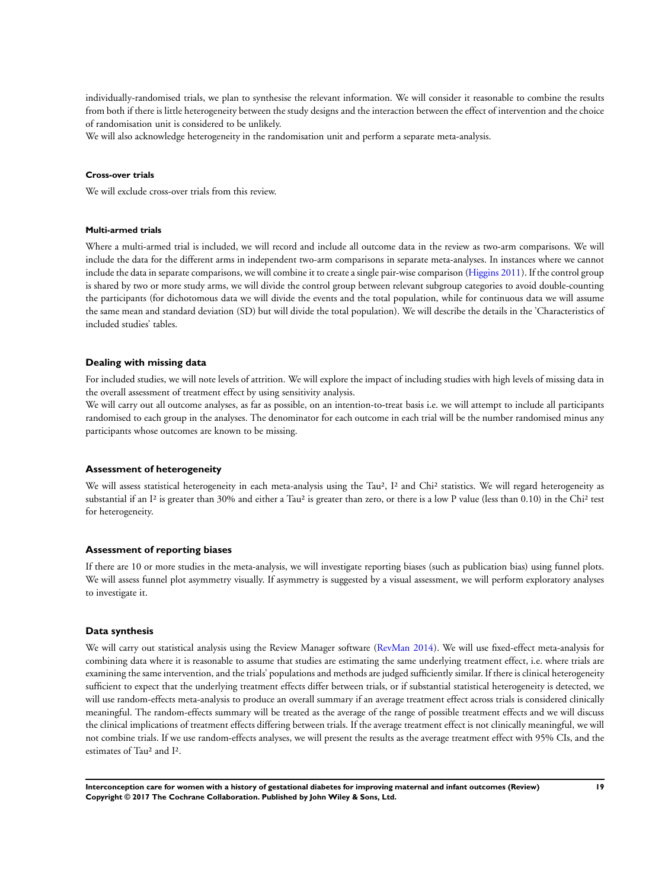individually-randomised trials, we plan to synthesise the relevant information. We will consider it reasonable to combine the results from both if there is little heterogeneity between the study designs and the interaction between the effect of intervention and the choice of randomisation unit is considered to be unlikely.

We will also acknowledge heterogeneity in the randomisation unit and perform a separate meta-analysis.

#### Cross-over trials

We will exclude cross-over trials from this review.

#### Multi-armed trials

Where a multi-armed trial is included, we will record and include all outcome data in the review as two-arm comparisons. We will include the data for the different arms in independent two-arm comparisons in separate meta-analyses. In instances where we cannot include the data in separate comparisons, we will combine it to create a single pair-wise comparison (Higgins 2011). If the control group is shared by two or more study arms, we will divide the control group between relevant subgroup categories to avoid double-counting the participants (for dichotomous data we will divide the events and the total population, while for continuous data we will assume the same mean and standard deviation (SD) but will divide the total population). We will describe the details in the 'Characteristics of included studies' tables.

### Dealing with missing data

For included studies, we will note levels of attrition. We will explore the impact of including studies with high levels of missing data in the overall assessment of treatment effect by using sensitivity analysis.

We will carry out all outcome analyses, as far as possible, on an intention-to-treat basis i.e. we will attempt to include all participants randomised to each group in the analyses. The denominator for each outcome in each trial will be the number randomised minus any participants whose outcomes are known to be missing.

### Assessment of heterogeneity

We will assess statistical heterogeneity in each meta-analysis using the $Tau^2$, $I^2$ and $Chi^2$ statistics. We will regard heterogeneity as substantial if an $I^2$ is greater than 30% and either a $Tau^2$ is greater than zero, or there is a low P value (less than 0.10) in the $Chi^2$ test for heterogeneity.

### Assessment of reporting biases

If there are 10 or more studies in the meta-analysis, we will investigate reporting biases (such as publication bias) using funnel plots. We will assess funnel plot asymmetry visually. If asymmetry is suggested by a visual assessment, we will perform exploratory analyses to investigate it.

### Data synthesis

We will carry out statistical analysis using the Review Manager software (RevMan 2014). We will use fixed-effect meta-analysis for combining data where it is reasonable to assume that studies are estimating the same underlying treatment effect, i.e. where trials are examining the same intervention, and the trials' populations and methods are judged sufficiently similar. If there is clinical heterogeneity sufficient to expect that the underlying treatment effects differ between trials, or if substantial statistical heterogeneity is detected, we will use random-effects meta-analysis to produce an overall summary if an average treatment effect across trials is considered clinically meaningful. The random-effects summary will be treated as the average of the range of possible treatment effects and we will discuss the clinical implications of treatment effects differing between trials. If the average treatment effect is not clinically meaningful, we will not combine trials. If we use random-effects analyses, we will present the results as the average treatment effect with 95% CIs, and the estimates of $Tau^2$ and $I^2$.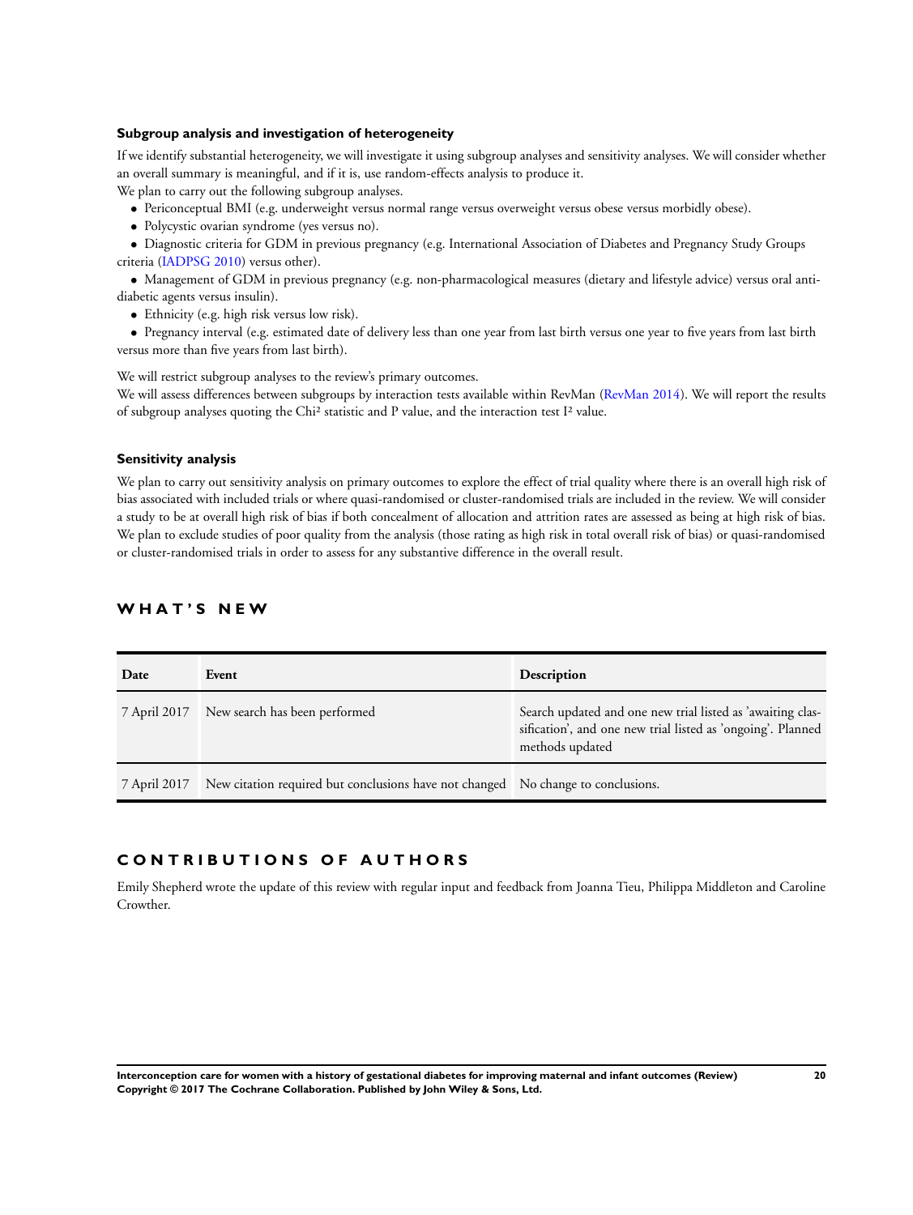### Subgroup analysis and investigation of heterogeneity

If we identify substantial heterogeneity, we will investigate it using subgroup analyses and sensitivity analyses. We will consider whether an overall summary is meaningful, and if it is, use random-effects analysis to produce it.

We plan to carry out the following subgroup analyses.

- Periconceptual BMI (e.g. underweight versus normal range versus overweight versus obese versus morbidly obese).
- Polycystic ovarian syndrome (yes versus no).
- Diagnostic criteria for GDM in previous pregnancy (e.g. International Association of Diabetes and Pregnancy Study Groups criteria (IADPSG 2010) versus other).
- Management of GDM in previous pregnancy (e.g. non-pharmacological measures (dietary and lifestyle advice) versus oral anti-diabetic agents versus insulin).
- Ethnicity (e.g. high risk versus low risk).
- Pregnancy interval (e.g. estimated date of delivery less than one year from last birth versus one year to five years from last birth versus more than five years from last birth).

We will restrict subgroup analyses to the review's primary outcomes.

We will assess differences between subgroups by interaction tests available within RevMan (RevMan 2014). We will report the results of subgroup analyses quoting the $Chi^2$ statistic and P value, and the interaction test $I^2$ value.

### Sensitivity analysis

We plan to carry out sensitivity analysis on primary outcomes to explore the effect of trial quality where there is an overall high risk of bias associated with included trials or where quasi-randomised or cluster-randomised trials are included in the review. We will consider a study to be at overall high risk of bias if both concealment of allocation and attrition rates are assessed as being at high risk of bias. We plan to exclude studies of poor quality from the analysis (those rating as high risk in total overall risk of bias) or quasi-randomised or cluster-randomised trials in order to assess for any substantive difference in the overall result.

## WHAT'S NEW

| Date | Event | Description |
|---|---|---|
| 7 April 2017 | New search has been performed | Search updated and one new trial listed as 'awaiting classification', and one new trial listed as 'ongoing'. Planned methods updated |
| 7 April 2017 | New citation required but conclusions have not changed | No change to conclusions. |

## CONTRIBUTIONS OF AUTHORS

Emily Shepherd wrote the update of this review with regular input and feedback from Joanna Tieu, Philippa Middleton and Caroline Crowther.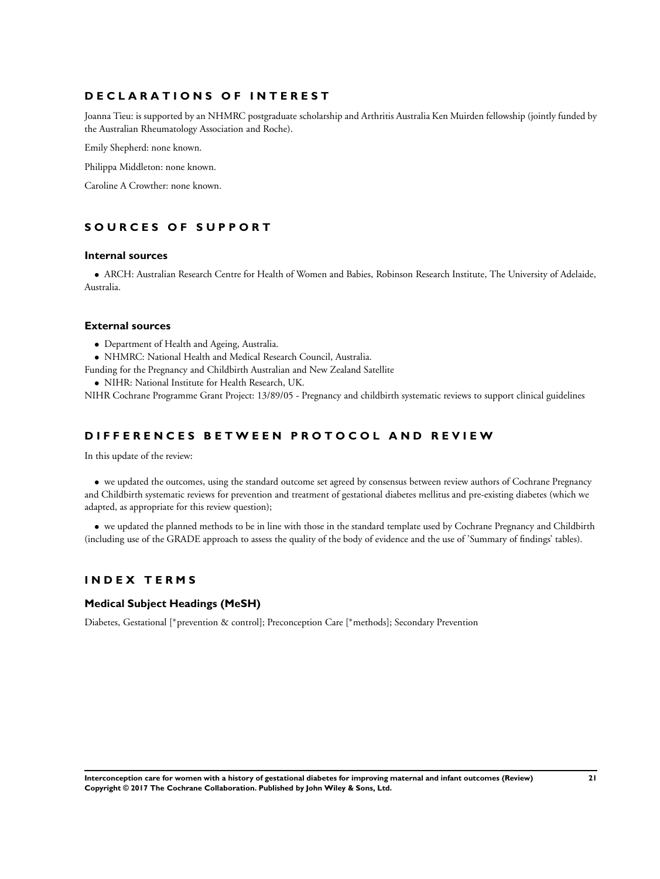## DECLARATIONS OF INTEREST

Joanna Tieu: is supported by an NHMRC postgraduate scholarship and Arthritis Australia Ken Muirden fellowship (jointly funded by the Australian Rheumatology Association and Roche).

Emily Shepherd: none known.

Philippa Middleton: none known.

Caroline A Crowther: none known.

## SOURCES OF SUPPORT

### Internal sources

- ARCH: Australian Research Centre for Health of Women and Babies, Robinson Research Institute, The University of Adelaide, Australia.

### External sources

- Department of Health and Ageing, Australia.
- NHMRC: National Health and Medical Research Council, Australia.

Funding for the Pregnancy and Childbirth Australian and New Zealand Satellite

- NIHR: National Institute for Health Research, UK.

NIHR Cochrane Programme Grant Project: 13/89/05 - Pregnancy and childbirth systematic reviews to support clinical guidelines

## DIFFERENCES BETWEEN PROTOCOL AND REVIEW

In this update of the review:

- we updated the outcomes, using the standard outcome set agreed by consensus between review authors of Cochrane Pregnancy and Childbirth systematic reviews for prevention and treatment of gestational diabetes mellitus and pre-existing diabetes (which we adapted, as appropriate for this review question);
- we updated the planned methods to be in line with those in the standard template used by Cochrane Pregnancy and Childbirth (including use of the GRADE approach to assess the quality of the body of evidence and the use of 'Summary of findings' tables).

## INDEX TERMS

### Medical Subject Headings (MeSH)

Diabetes, Gestational [*prevention & control]; Preconception Care [*methods]; Secondary Prevention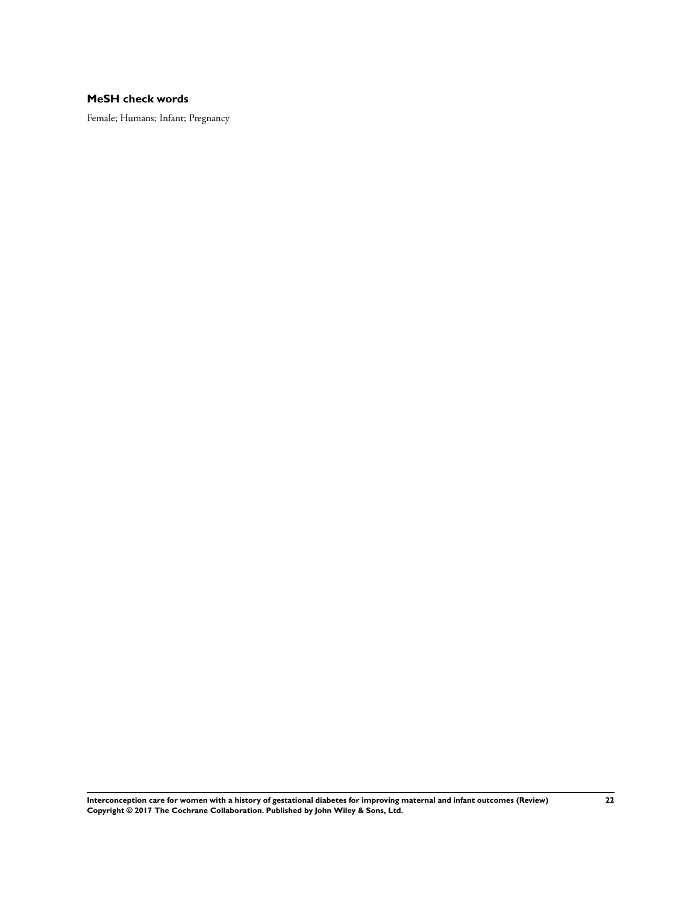### MeSH check words

Female; Humans; Infant; Pregnancy